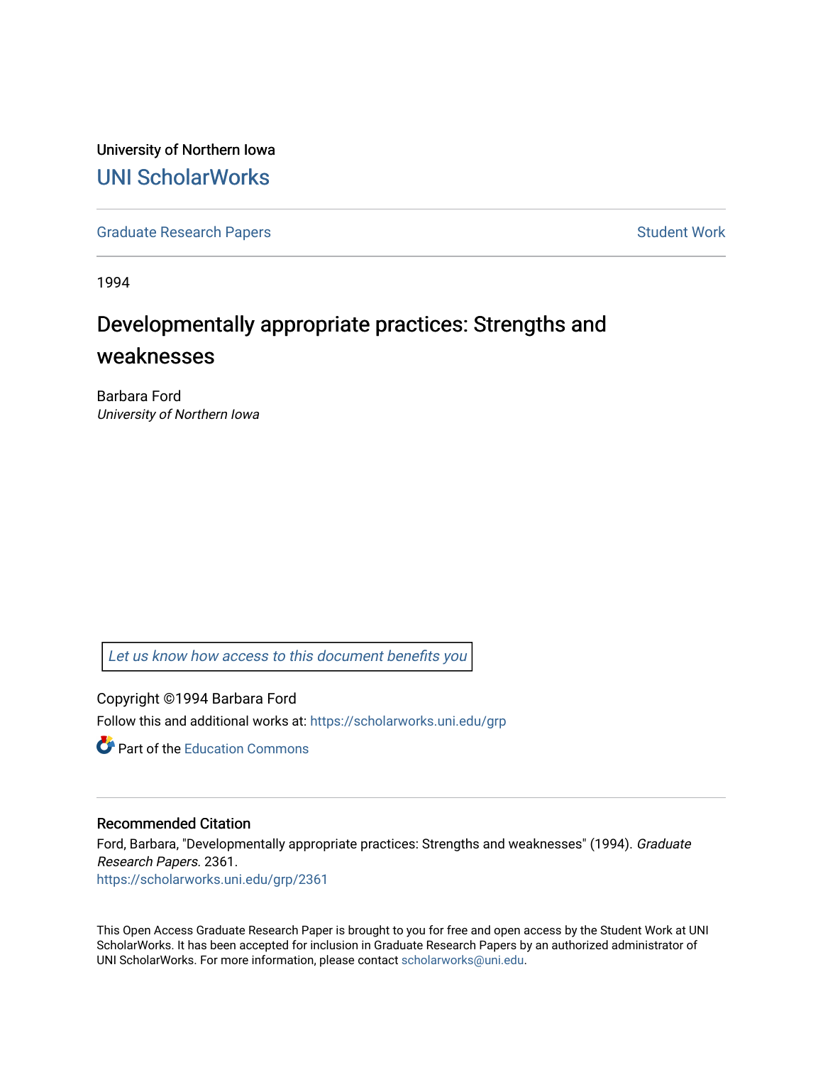University of Northern Iowa

# UNI ScholarWorks

Graduate Research Papers | Student Work

1994

# Developmentally appropriate practices: Strengths and weaknesses

Barbara Ford
*University of Northern Iowa*

*Let us know how access to this document benefits you*

Copyright ©1994 Barbara Ford

Follow this and additional works at: https://scholarworks.uni.edu/grp

Part of the Education Commons

## Recommended Citation

Ford, Barbara, "Developmentally appropriate practices: Strengths and weaknesses" (1994). *Graduate Research Papers*. 2361.
https://scholarworks.uni.edu/grp/2361

This Open Access Graduate Research Paper is brought to you for free and open access by the Student Work at UNI ScholarWorks. It has been accepted for inclusion in Graduate Research Papers by an authorized administrator of UNI ScholarWorks. For more information, please contact scholarworks@uni.edu.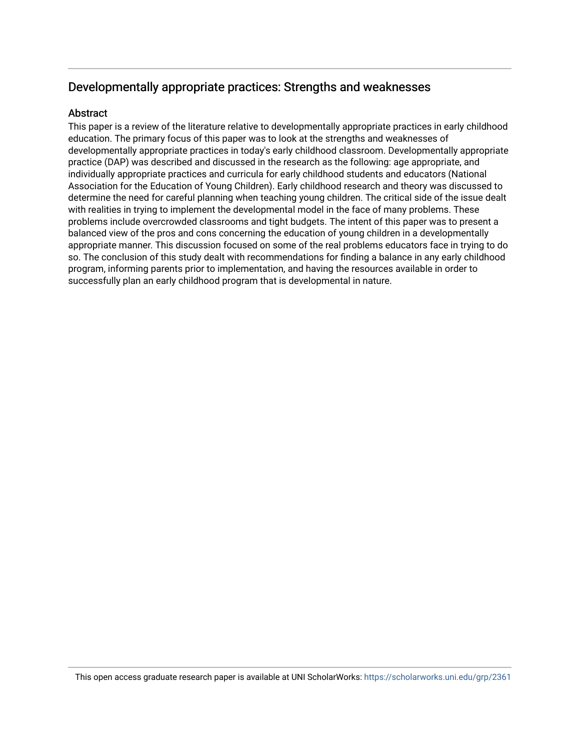## Developmentally appropriate practices: Strengths and weaknesses

### Abstract

This paper is a review of the literature relative to developmentally appropriate practices in early childhood education. The primary focus of this paper was to look at the strengths and weaknesses of developmentally appropriate practices in today's early childhood classroom. Developmentally appropriate practice (DAP) was described and discussed in the research as the following: age appropriate, and individually appropriate practices and curricula for early childhood students and educators (National Association for the Education of Young Children). Early childhood research and theory was discussed to determine the need for careful planning when teaching young children. The critical side of the issue dealt with realities in trying to implement the developmental model in the face of many problems. These problems include overcrowded classrooms and tight budgets. The intent of this paper was to present a balanced view of the pros and cons concerning the education of young children in a developmentally appropriate manner. This discussion focused on some of the real problems educators face in trying to do so. The conclusion of this study dealt with recommendations for finding a balance in any early childhood program, informing parents prior to implementation, and having the resources available in order to successfully plan an early childhood program that is developmental in nature.

This open access graduate research paper is available at UNI ScholarWorks: https://scholarworks.uni.edu/grp/2361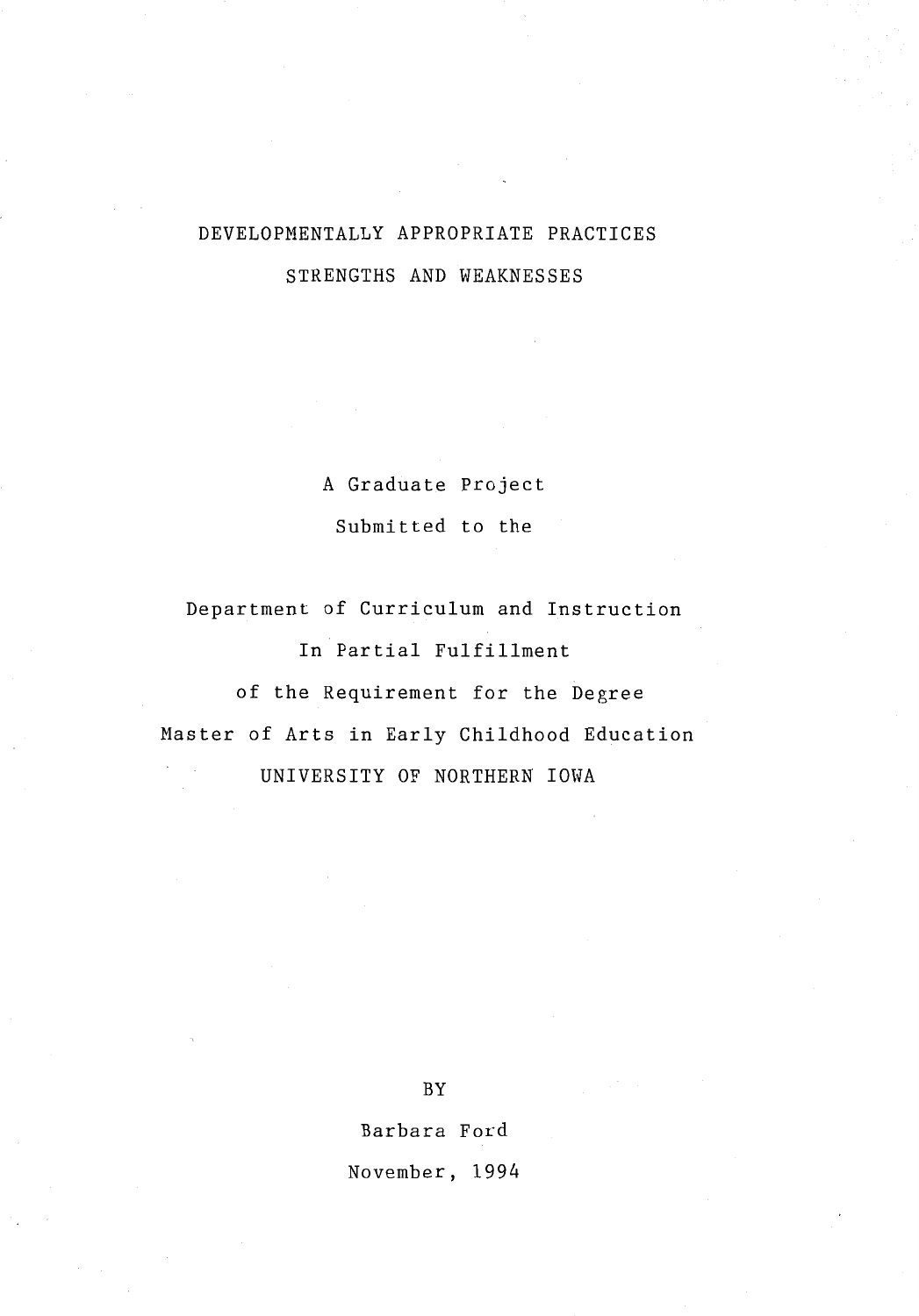# DEVELOPMENTALLY APPROPRIATE PRACTICES

## STRENGTHS AND WEAKNESSES

A Graduate Project

Submitted to the

Department of Curriculum and Instruction

In Partial Fulfillment

of the Requirement for the Degree

Master of Arts in Early Childhood Education

UNIVERSITY OF NORTHERN IOWA

BY

Barbara Ford

November, 1994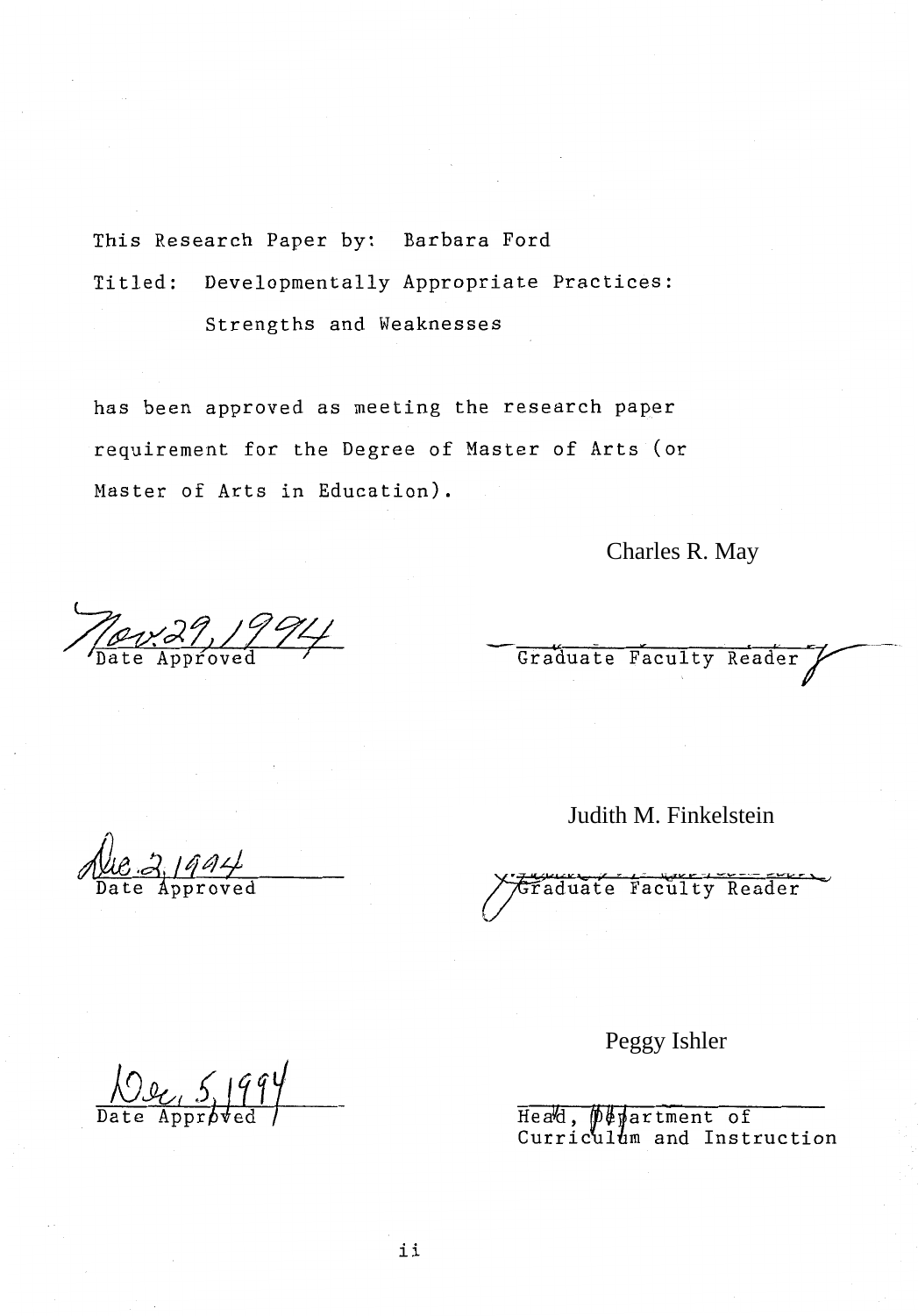This Research Paper by: Barbara Ford

Titled: Developmentally Appropriate Practices: Strengths and Weaknesses

has been approved as meeting the research paper requirement for the Degree of Master of Arts (or Master of Arts in Education).

Nov. 29, 1994
Date Approved

Charles R. May
Graduate Faculty Reader

Dec. 2, 1994
Date Approved

Judith M. Finkelstein
Graduate Faculty Reader

Dec. 5, 1994
Date Approved

Peggy Ishler
Head, Department of Curriculum and Instruction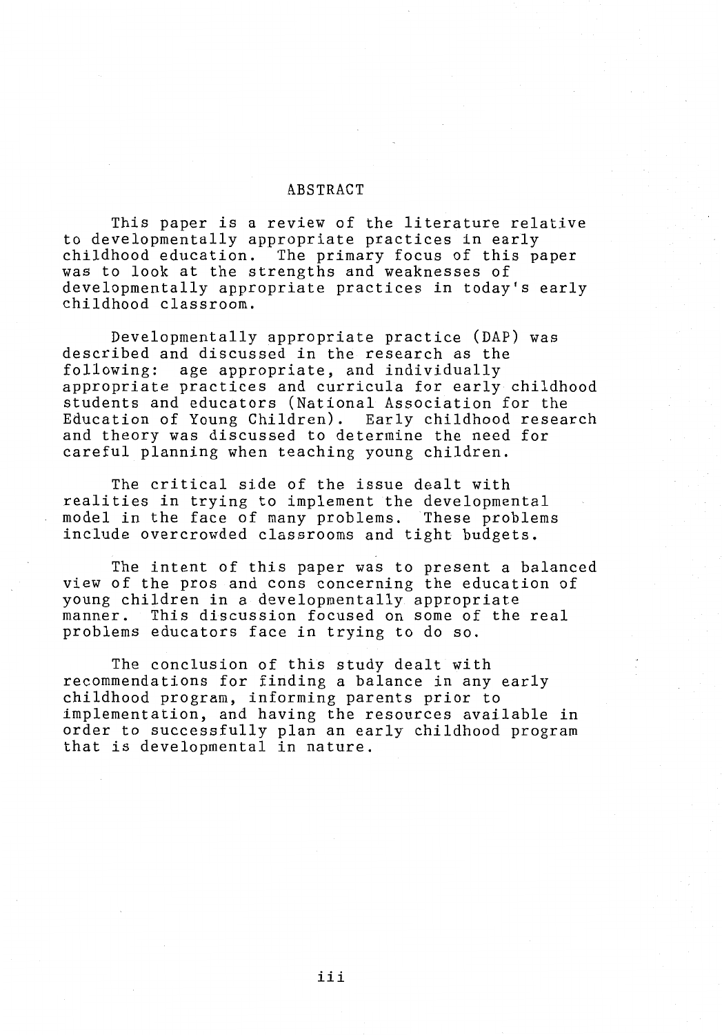## ABSTRACT

This paper is a review of the literature relative to developmentally appropriate practices in early childhood education. The primary focus of this paper was to look at the strengths and weaknesses of developmentally appropriate practices in today's early childhood classroom.

Developmentally appropriate practice (DAP) was described and discussed in the research as the following: age appropriate, and individually appropriate practices and curricula for early childhood students and educators (National Association for the Education of Young Children). Early childhood research and theory was discussed to determine the need for careful planning when teaching young children.

The critical side of the issue dealt with realities in trying to implement the developmental model in the face of many problems. These problems include overcrowded classrooms and tight budgets.

The intent of this paper was to present a balanced view of the pros and cons concerning the education of young children in a developmentally appropriate manner. This discussion focused on some of the real problems educators face in trying to do so.

The conclusion of this study dealt with recommendations for finding a balance in any early childhood program, informing parents prior to implementation, and having the resources available in order to successfully plan an early childhood program that is developmental in nature.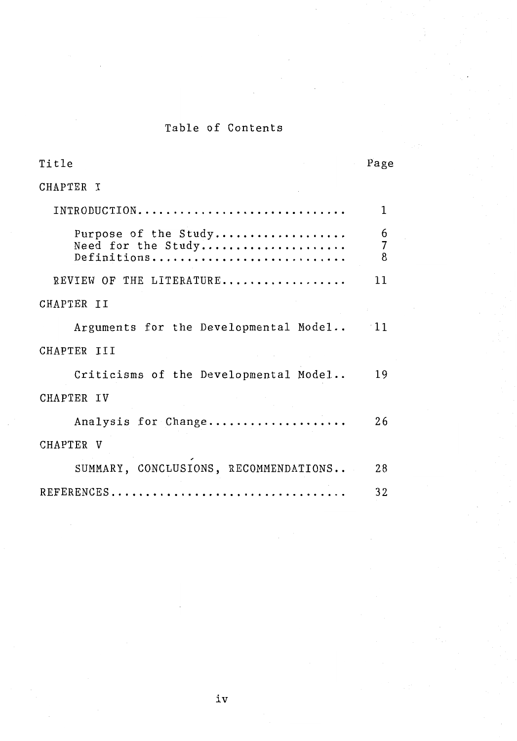# Table of Contents

| Title | Page |
|---|---|
| CHAPTER I | |
| INTRODUCTION | 1 |
| Purpose of the Study | 6 |
| Need for the Study | 7 |
| Definitions | 8 |
| REVIEW OF THE LITERATURE | 11 |
| CHAPTER II | |
| Arguments for the Developmental Model | 11 |
| CHAPTER III | |
| Criticisms of the Developmental Model | 19 |
| CHAPTER IV | |
| Analysis for Change | 26 |
| CHAPTER V | |
| SUMMARY, CONCLUSIONS, RECOMMENDATIONS | 28 |
| REFERENCES | 32 |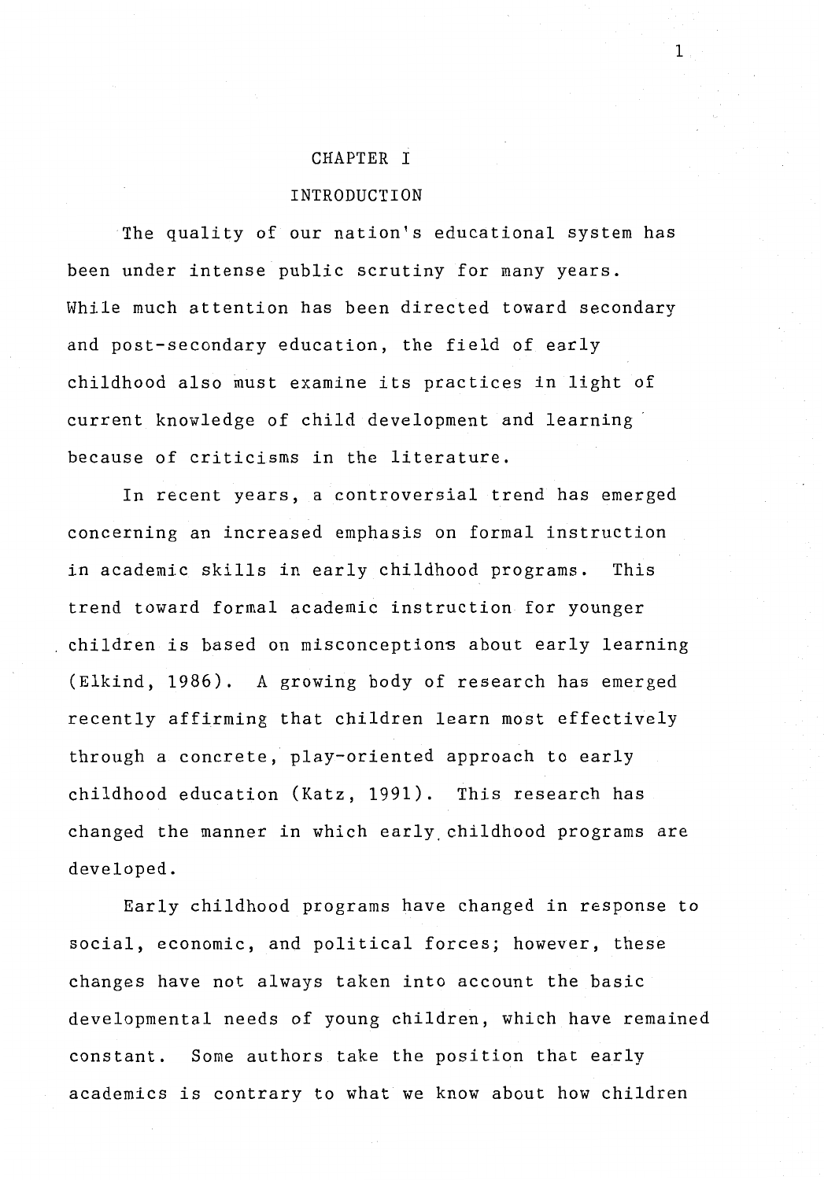# CHAPTER I

## INTRODUCTION

The quality of our nation's educational system has been under intense public scrutiny for many years. While much attention has been directed toward secondary and post-secondary education, the field of early childhood also must examine its practices in light of current knowledge of child development and learning because of criticisms in the literature.

In recent years, a controversial trend has emerged concerning an increased emphasis on formal instruction in academic skills in early childhood programs. This trend toward formal academic instruction for younger children is based on misconceptions about early learning (Elkind, 1986). A growing body of research has emerged recently affirming that children learn most effectively through a concrete, play-oriented approach to early childhood education (Katz, 1991). This research has changed the manner in which early childhood programs are developed.

Early childhood programs have changed in response to social, economic, and political forces; however, these changes have not always taken into account the basic developmental needs of young children, which have remained constant. Some authors take the position that early academics is contrary to what we know about how children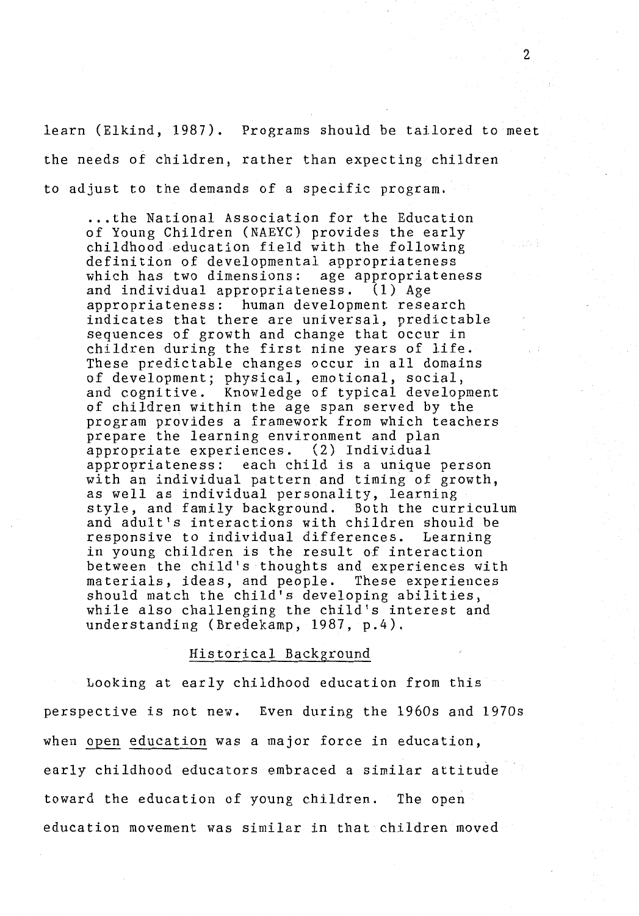learn (Elkind, 1987). Programs should be tailored to meet the needs of children, rather than expecting children to adjust to the demands of a specific program.

> ...the National Association for the Education of Young Children (NAEYC) provides the early childhood education field with the following definition of developmental appropriateness which has two dimensions: age appropriateness and individual appropriateness. (1) Age appropriateness: human development research indicates that there are universal, predictable sequences of growth and change that occur in children during the first nine years of life. These predictable changes occur in all domains of development; physical, emotional, social, and cognitive. Knowledge of typical development of children within the age span served by the program provides a framework from which teachers prepare the learning environment and plan appropriate experiences. (2) Individual appropriateness: each child is a unique person with an individual pattern and timing of growth, as well as individual personality, learning style, and family background. Both the curriculum and adult's interactions with children should be responsive to individual differences. Learning in young children is the result of interaction between the child's thoughts and experiences with materials, ideas, and people. These experiences should match the child's developing abilities, while also challenging the child's interest and understanding (Bredekamp, 1987, p.4).

## Historical Background

Looking at early childhood education from this perspective is not new. Even during the 1960s and 1970s when open education was a major force in education, early childhood educators embraced a similar attitude toward the education of young children. The open education movement was similar in that children moved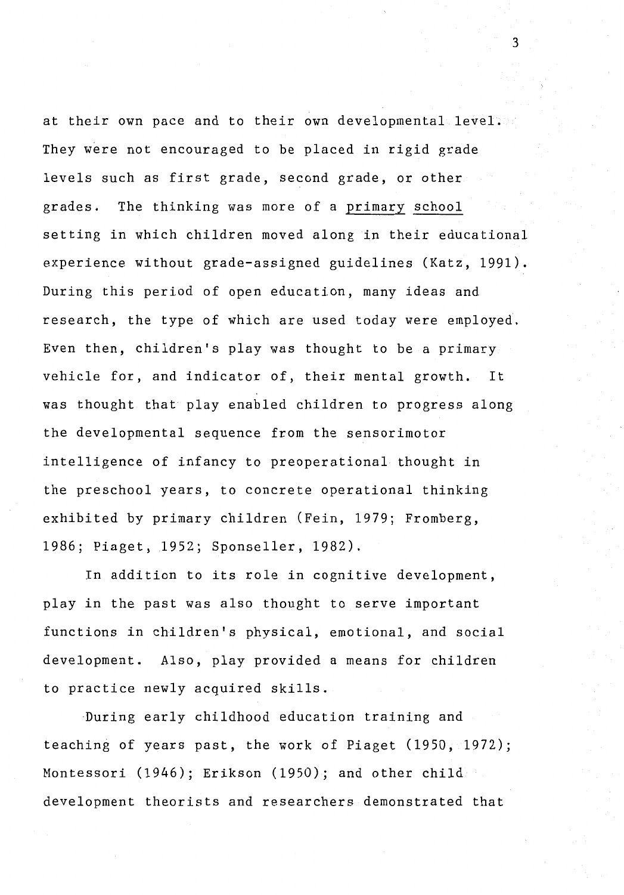at their own pace and to their own developmental level. They were not encouraged to be placed in rigid grade levels such as first grade, second grade, or other grades. The thinking was more of a <u>primary school</u> setting in which children moved along in their educational experience without grade-assigned guidelines (Katz, 1991). During this period of open education, many ideas and research, the type of which are used today were employed. Even then, children's play was thought to be a primary vehicle for, and indicator of, their mental growth. It was thought that play enabled children to progress along the developmental sequence from the sensorimotor intelligence of infancy to preoperational thought in the preschool years, to concrete operational thinking exhibited by primary children (Fein, 1979; Fromberg, 1986; Piaget, 1952; Sponseller, 1982).

In addition to its role in cognitive development, play in the past was also thought to serve important functions in children's physical, emotional, and social development. Also, play provided a means for children to practice newly acquired skills.

During early childhood education training and teaching of years past, the work of Piaget (1950, 1972); Montessori (1946); Erikson (1950); and other child development theorists and researchers demonstrated that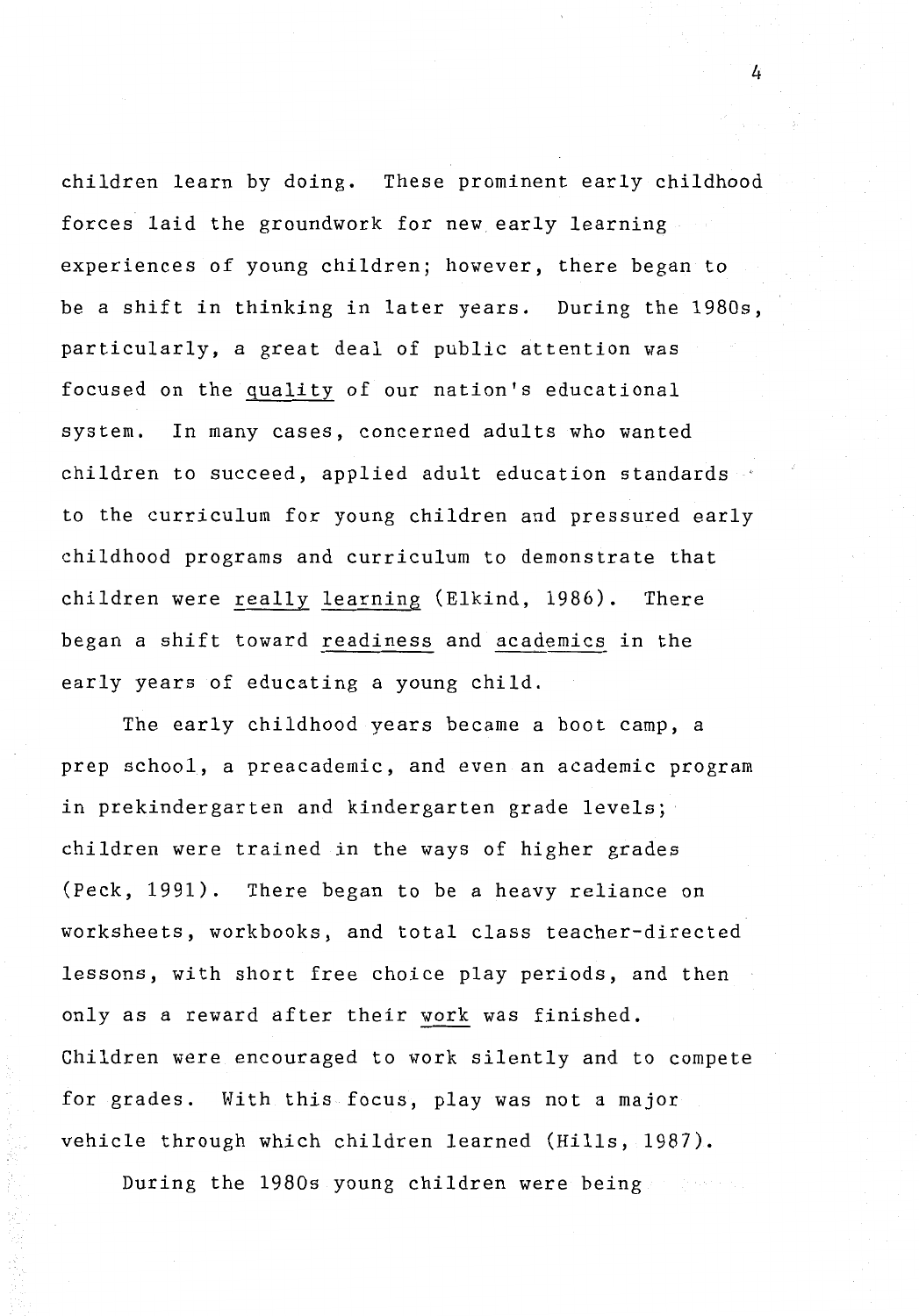children learn by doing. These prominent early childhood forces laid the groundwork for new early learning experiences of young children; however, there began to be a shift in thinking in later years. During the 1980s, particularly, a great deal of public attention was focused on the _quality_ of our nation's educational system. In many cases, concerned adults who wanted children to succeed, applied adult education standards to the curriculum for young children and pressured early childhood programs and curriculum to demonstrate that children were _really learning_ (Elkind, 1986). There began a shift toward _readiness_ and _academics_ in the early years of educating a young child.

The early childhood years became a boot camp, a prep school, a preacademic, and even an academic program in prekindergarten and kindergarten grade levels; children were trained in the ways of higher grades (Peck, 1991). There began to be a heavy reliance on worksheets, workbooks, and total class teacher-directed lessons, with short free choice play periods, and then only as a reward after their _work_ was finished. Children were encouraged to work silently and to compete for grades. With this focus, play was not a major vehicle through which children learned (Hills, 1987).

During the 1980s young children were being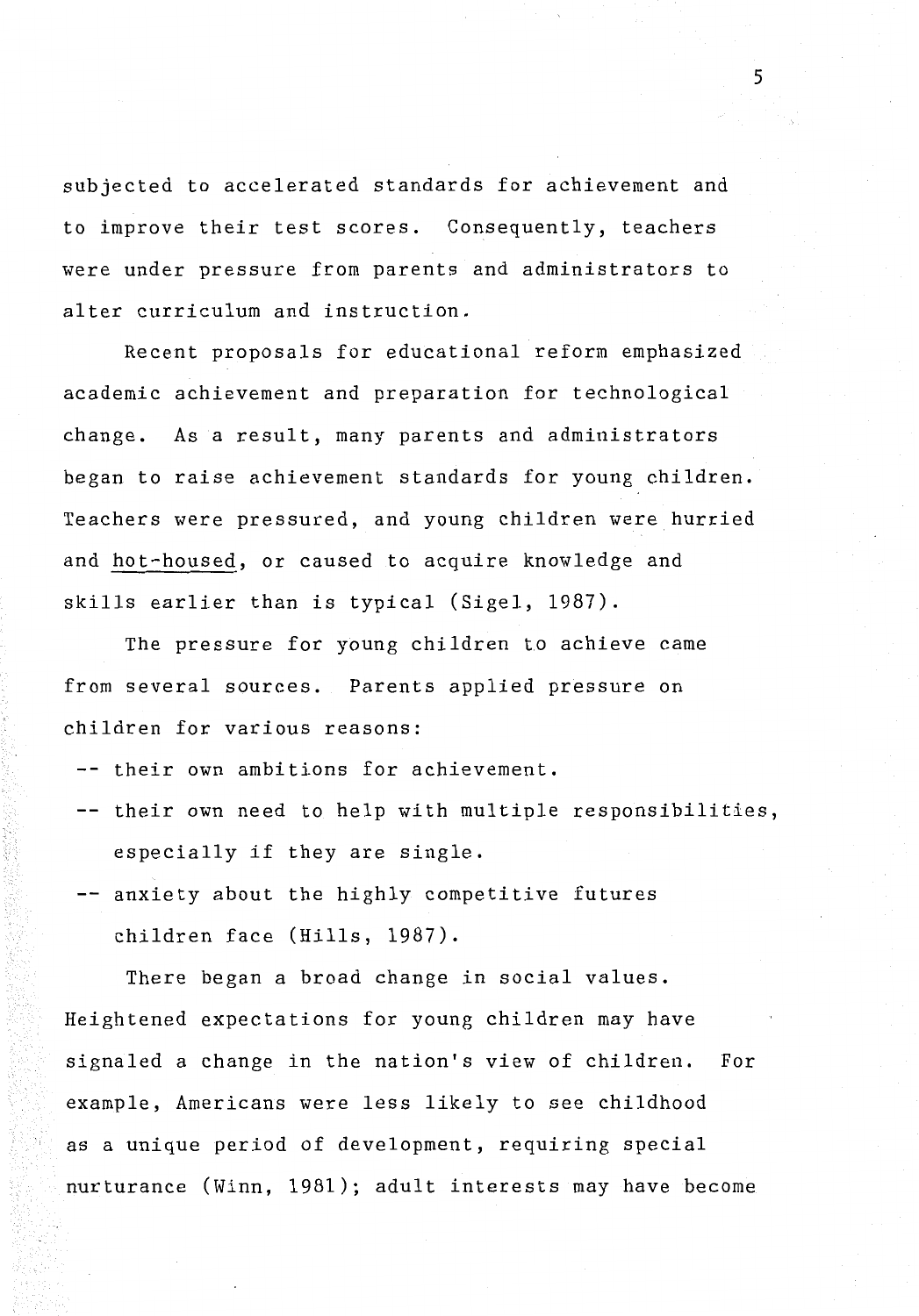subjected to accelerated standards for achievement and to improve their test scores. Consequently, teachers were under pressure from parents and administrators to alter curriculum and instruction.

Recent proposals for educational reform emphasized academic achievement and preparation for technological change. As a result, many parents and administrators began to raise achievement standards for young children. Teachers were pressured, and young children were hurried and <u>hot-housed</u>, or caused to acquire knowledge and skills earlier than is typical (Sigel, 1987).

The pressure for young children to achieve came from several sources. Parents applied pressure on children for various reasons:

-- their own ambitions for achievement.

-- their own need to help with multiple responsibilities, especially if they are single.

-- anxiety about the highly competitive futures children face (Hills, 1987).

There began a broad change in social values. Heightened expectations for young children may have signaled a change in the nation's view of children. For example, Americans were less likely to see childhood as a unique period of development, requiring special nurturance (Winn, 1981); adult interests may have become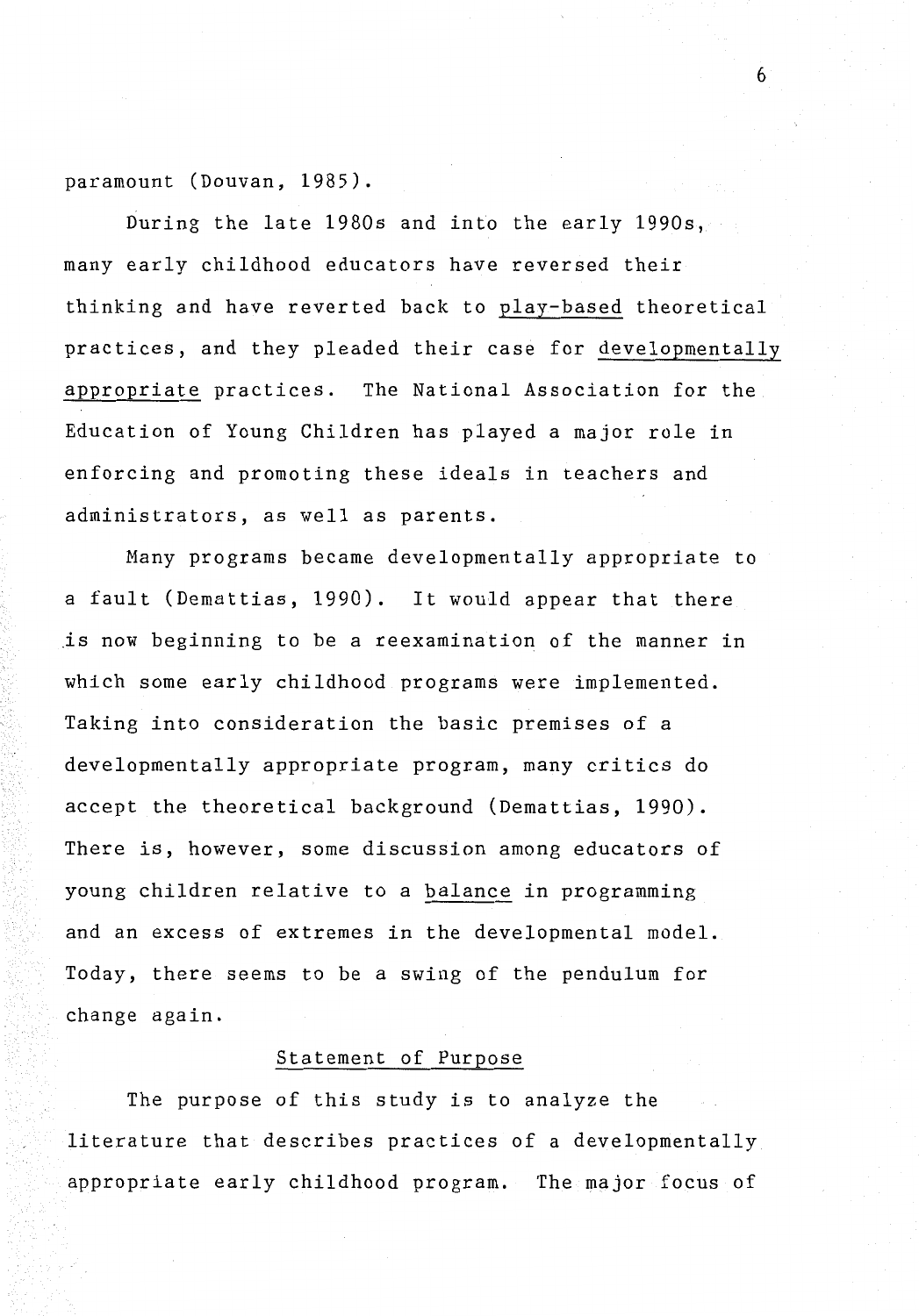paramount (Douvan, 1985).

During the late 1980s and into the early 1990s, many early childhood educators have reversed their thinking and have reverted back to _play-based_ theoretical practices, and they pleaded their case for _developmentally appropriate_ practices. The National Association for the Education of Young Children has played a major role in enforcing and promoting these ideals in teachers and administrators, as well as parents.

Many programs became developmentally appropriate to a fault (Demattias, 1990). It would appear that there is now beginning to be a reexamination of the manner in which some early childhood programs were implemented. Taking into consideration the basic premises of a developmentally appropriate program, many critics do accept the theoretical background (Demattias, 1990). There is, however, some discussion among educators of young children relative to a _balance_ in programming and an excess of extremes in the developmental model. Today, there seems to be a swing of the pendulum for change again.

## Statement of Purpose

The purpose of this study is to analyze the literature that describes practices of a developmentally appropriate early childhood program. The major focus of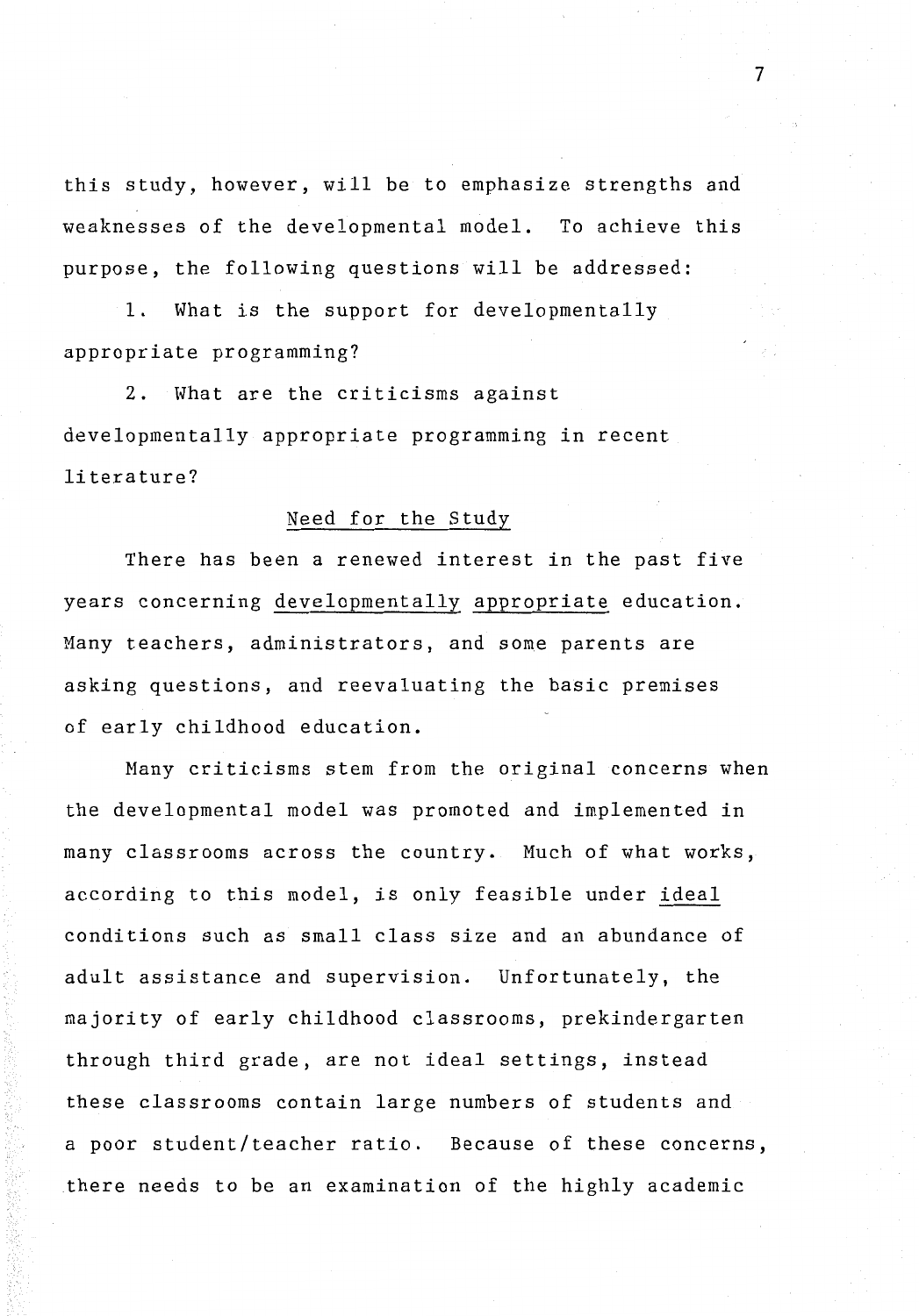this study, however, will be to emphasize strengths and weaknesses of the developmental model. To achieve this purpose, the following questions will be addressed:

1. What is the support for developmentally appropriate programming?

2. What are the criticisms against developmentally appropriate programming in recent literature?

## Need for the Study

There has been a renewed interest in the past five years concerning developmentally appropriate education. Many teachers, administrators, and some parents are asking questions, and reevaluating the basic premises of early childhood education.

Many criticisms stem from the original concerns when the developmental model was promoted and implemented in many classrooms across the country. Much of what works, according to this model, is only feasible under ideal conditions such as small class size and an abundance of adult assistance and supervision. Unfortunately, the majority of early childhood classrooms, prekindergarten through third grade, are not ideal settings, instead these classrooms contain large numbers of students and a poor student/teacher ratio. Because of these concerns, there needs to be an examination of the highly academic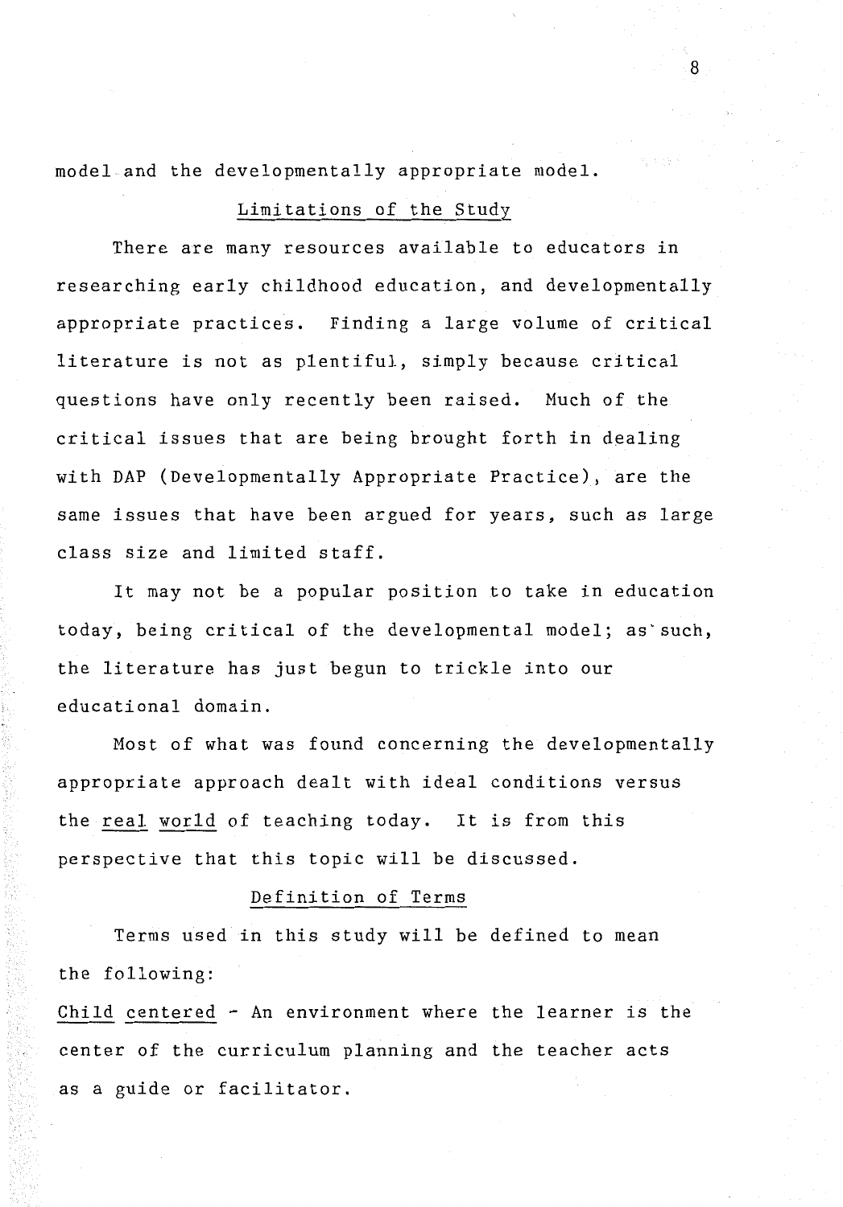model and the developmentally appropriate model.

## Limitations of the Study

There are many resources available to educators in researching early childhood education, and developmentally appropriate practices. Finding a large volume of critical literature is not as plentiful, simply because critical questions have only recently been raised. Much of the critical issues that are being brought forth in dealing with DAP (Developmentally Appropriate Practice), are the same issues that have been argued for years, such as large class size and limited staff.

It may not be a popular position to take in education today, being critical of the developmental model; as such, the literature has just begun to trickle into our educational domain.

Most of what was found concerning the developmentally appropriate approach dealt with ideal conditions versus the real world of teaching today. It is from this perspective that this topic will be discussed.

## Definition of Terms

Terms used in this study will be defined to mean the following:

Child centered - An environment where the learner is the center of the curriculum planning and the teacher acts as a guide or facilitator.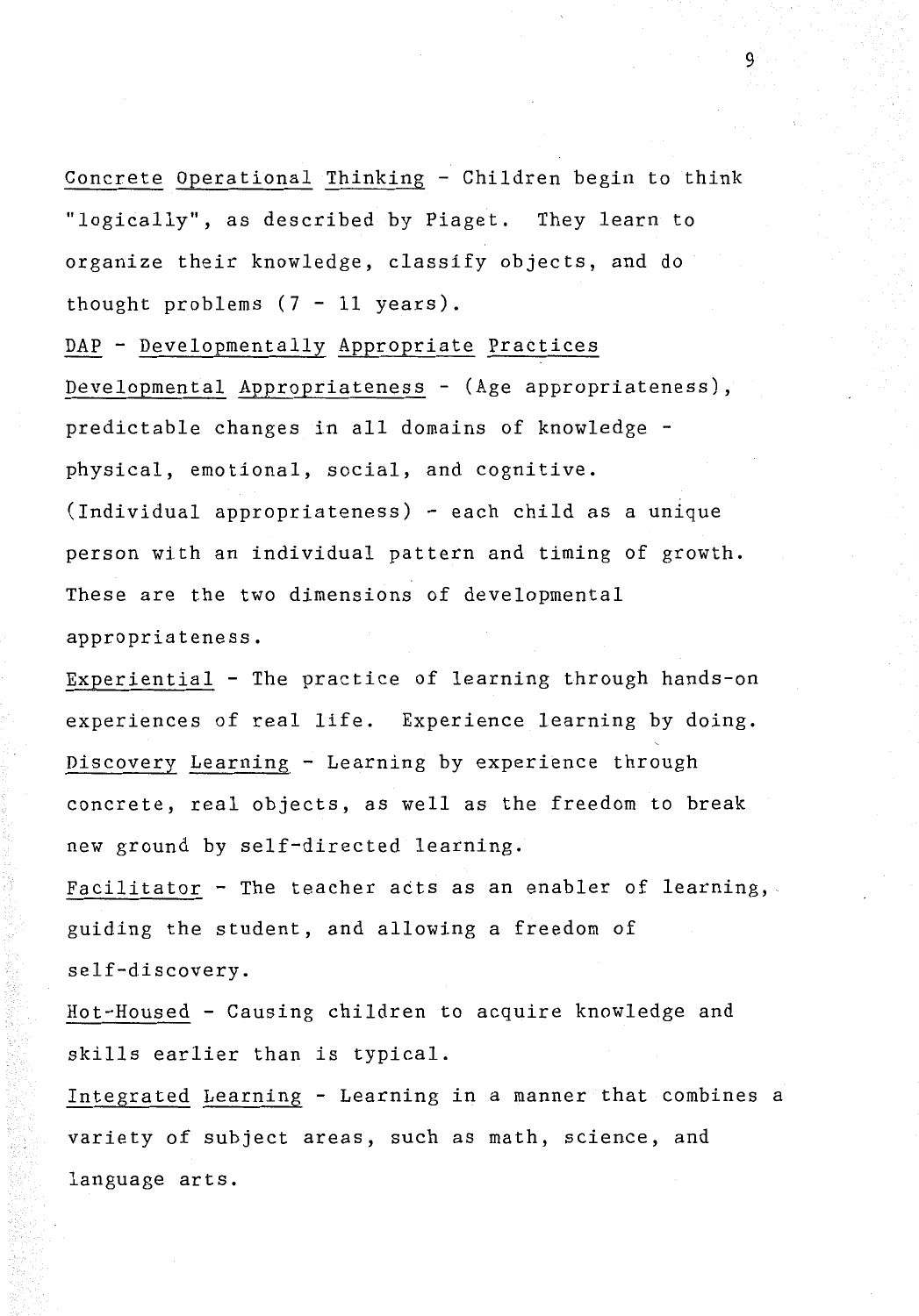<u>Concrete Operational Thinking</u> - Children begin to think "logically", as described by Piaget. They learn to organize their knowledge, classify objects, and do thought problems (7 - 11 years).

<u>DAP</u> - <u>Developmentally Appropriate Practices</u>

<u>Developmental Appropriateness</u> - (Age appropriateness), predictable changes in all domains of knowledge - physical, emotional, social, and cognitive. (Individual appropriateness) - each child as a unique person with an individual pattern and timing of growth. These are the two dimensions of developmental appropriateness.

<u>Experiential</u> - The practice of learning through hands-on experiences of real life. Experience learning by doing.

<u>Discovery Learning</u> - Learning by experience through concrete, real objects, as well as the freedom to break new ground by self-directed learning.

<u>Facilitator</u> - The teacher acts as an enabler of learning, guiding the student, and allowing a freedom of self-discovery.

<u>Hot-Housed</u> - Causing children to acquire knowledge and skills earlier than is typical.

<u>Integrated Learning</u> - Learning in a manner that combines a variety of subject areas, such as math, science, and language arts.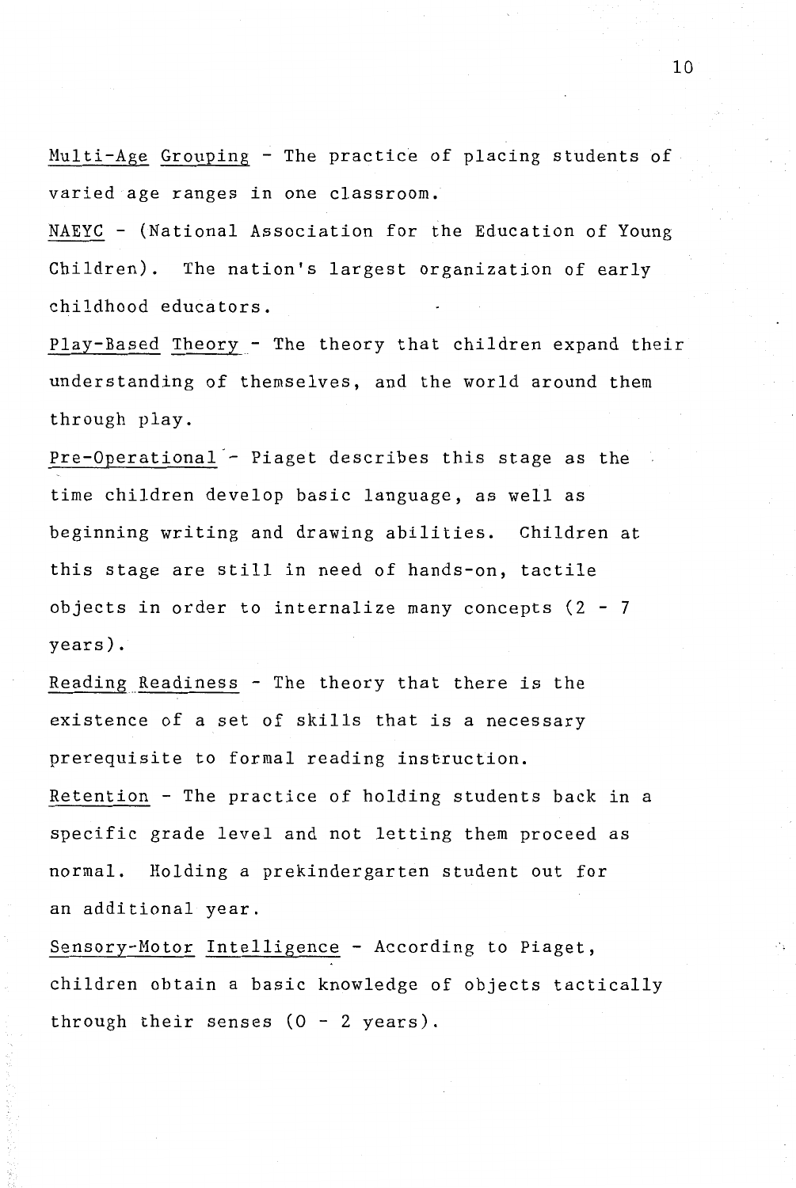Multi-Age Grouping - The practice of placing students of varied age ranges in one classroom.

NAEYC - (National Association for the Education of Young Children). The nation's largest organization of early childhood educators.

Play-Based Theory - The theory that children expand their understanding of themselves, and the world around them through play.

Pre-Operational - Piaget describes this stage as the time children develop basic language, as well as beginning writing and drawing abilities. Children at this stage are still in need of hands-on, tactile objects in order to internalize many concepts (2 - 7 years).

Reading Readiness - The theory that there is the existence of a set of skills that is a necessary prerequisite to formal reading instruction.

Retention - The practice of holding students back in a specific grade level and not letting them proceed as normal. Holding a prekindergarten student out for an additional year.

Sensory-Motor Intelligence - According to Piaget, children obtain a basic knowledge of objects tactically through their senses (0 - 2 years).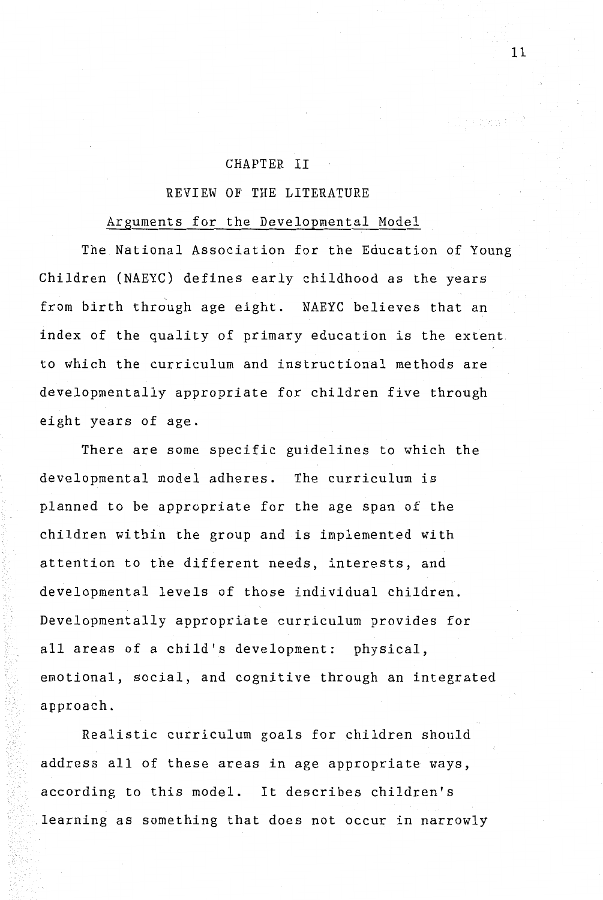# CHAPTER II

## REVIEW OF THE LITERATURE

### Arguments for the Developmental Model

The National Association for the Education of Young Children (NAEYC) defines early childhood as the years from birth through age eight. NAEYC believes that an index of the quality of primary education is the extent to which the curriculum and instructional methods are developmentally appropriate for children five through eight years of age.

There are some specific guidelines to which the developmental model adheres. The curriculum is planned to be appropriate for the age span of the children within the group and is implemented with attention to the different needs, interests, and developmental levels of those individual children. Developmentally appropriate curriculum provides for all areas of a child's development: physical, emotional, social, and cognitive through an integrated approach.

Realistic curriculum goals for children should address all of these areas in age appropriate ways, according to this model. It describes children's learning as something that does not occur in narrowly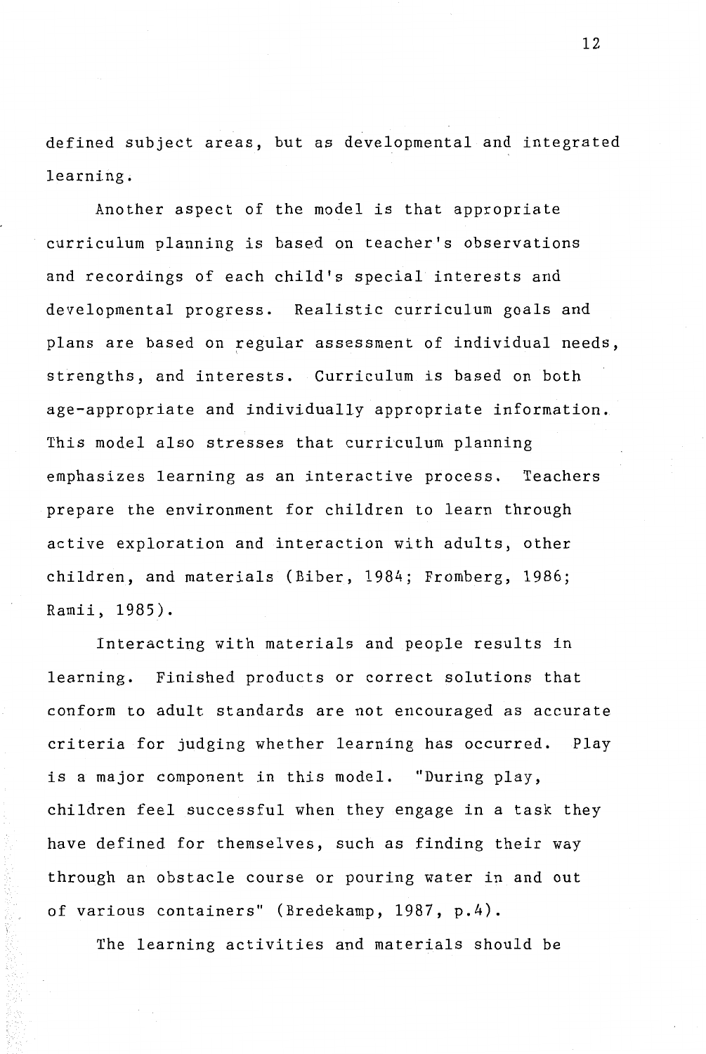defined subject areas, but as developmental and integrated learning.

Another aspect of the model is that appropriate curriculum planning is based on teacher's observations and recordings of each child's special interests and developmental progress. Realistic curriculum goals and plans are based on regular assessment of individual needs, strengths, and interests. Curriculum is based on both age-appropriate and individually appropriate information. This model also stresses that curriculum planning emphasizes learning as an interactive process. Teachers prepare the environment for children to learn through active exploration and interaction with adults, other children, and materials (Biber, 1984; Fromberg, 1986; Ramii, 1985).

Interacting with materials and people results in learning. Finished products or correct solutions that conform to adult standards are not encouraged as accurate criteria for judging whether learning has occurred. Play is a major component in this model. "During play, children feel successful when they engage in a task they have defined for themselves, such as finding their way through an obstacle course or pouring water in and out of various containers" (Bredekamp, 1987, p.4).

The learning activities and materials should be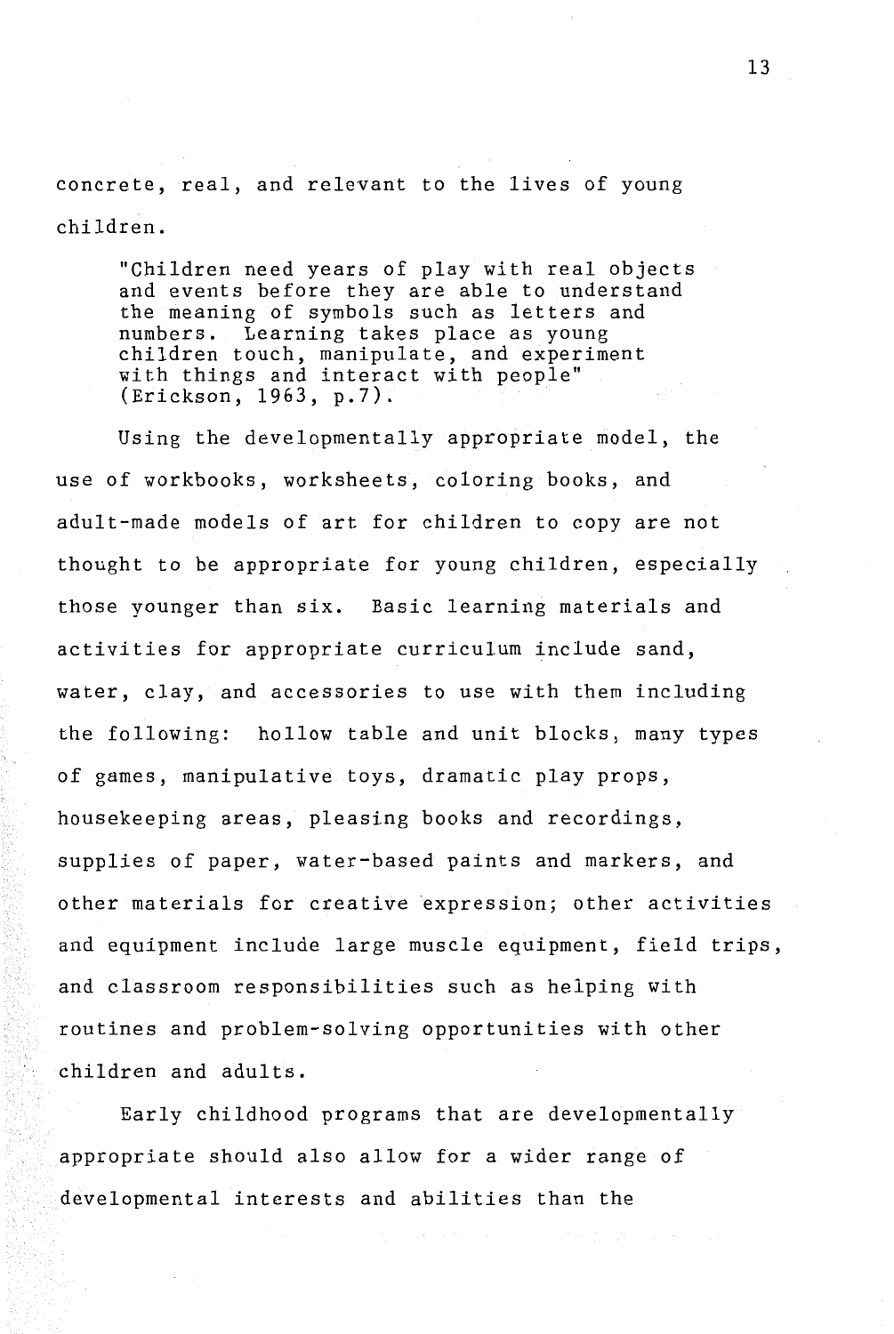concrete, real, and relevant to the lives of young children.

> "Children need years of play with real objects and events before they are able to understand the meaning of symbols such as letters and numbers. Learning takes place as young children touch, manipulate, and experiment with things and interact with people" (Erickson, 1963, p.7).

Using the developmentally appropriate model, the use of workbooks, worksheets, coloring books, and adult-made models of art for children to copy are not thought to be appropriate for young children, especially those younger than six. Basic learning materials and activities for appropriate curriculum include sand, water, clay, and accessories to use with them including the following: hollow table and unit blocks, many types of games, manipulative toys, dramatic play props, housekeeping areas, pleasing books and recordings, supplies of paper, water-based paints and markers, and other materials for creative expression; other activities and equipment include large muscle equipment, field trips, and classroom responsibilities such as helping with routines and problem-solving opportunities with other children and adults.

Early childhood programs that are developmentally appropriate should also allow for a wider range of developmental interests and abilities than the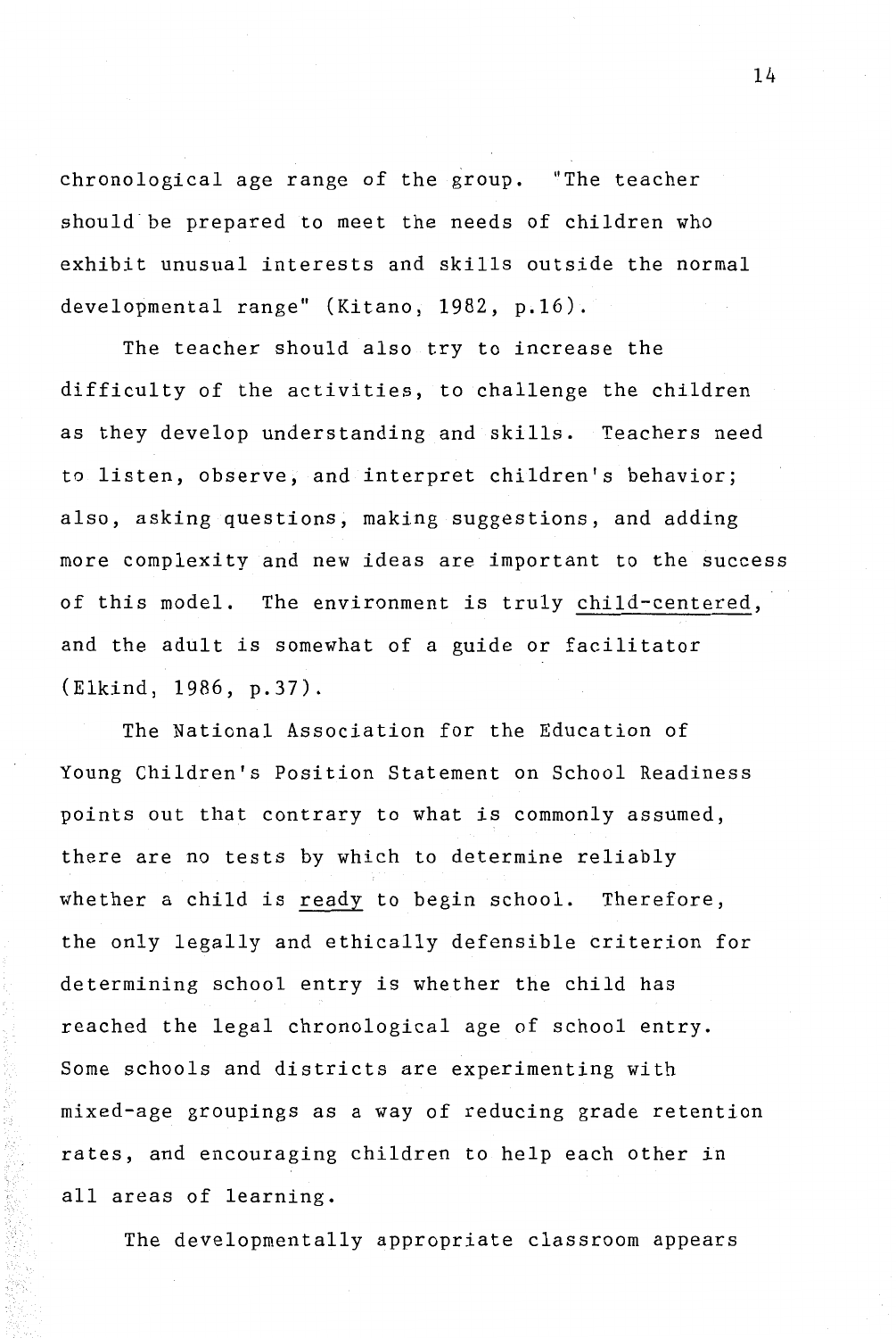chronological age range of the group. "The teacher should be prepared to meet the needs of children who exhibit unusual interests and skills outside the normal developmental range" (Kitano, 1982, p.16).

The teacher should also try to increase the difficulty of the activities, to challenge the children as they develop understanding and skills. Teachers need to listen, observe, and interpret children's behavior; also, asking questions, making suggestions, and adding more complexity and new ideas are important to the success of this model. The environment is truly child-centered, and the adult is somewhat of a guide or facilitator (Elkind, 1986, p.37).

The National Association for the Education of Young Children's Position Statement on School Readiness points out that contrary to what is commonly assumed, there are no tests by which to determine reliably whether a child is ready to begin school. Therefore, the only legally and ethically defensible criterion for determining school entry is whether the child has reached the legal chronological age of school entry. Some schools and districts are experimenting with mixed-age groupings as a way of reducing grade retention rates, and encouraging children to help each other in all areas of learning.

The developmentally appropriate classroom appears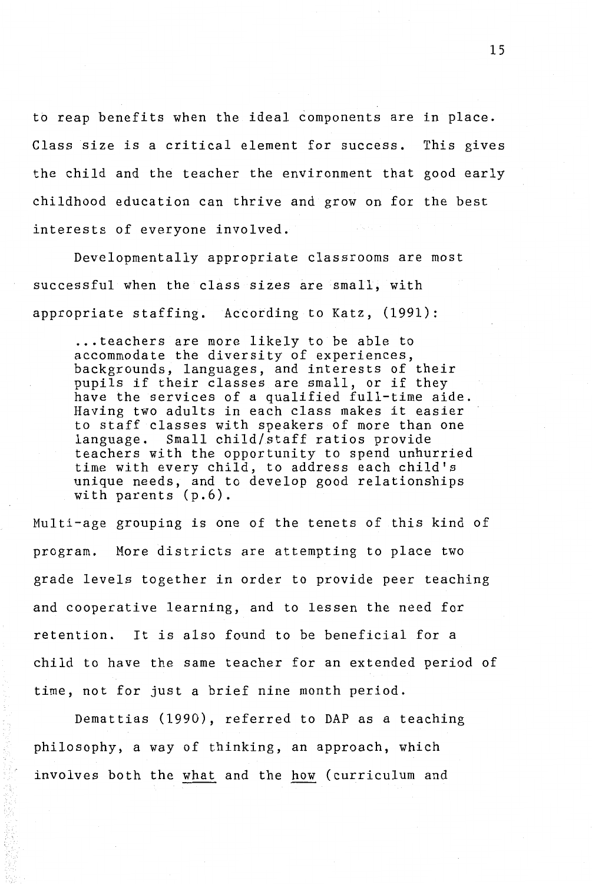to reap benefits when the ideal components are in place. Class size is a critical element for success. This gives the child and the teacher the environment that good early childhood education can thrive and grow on for the best interests of everyone involved.

Developmentally appropriate classrooms are most successful when the class sizes are small, with appropriate staffing. According to Katz, (1991):

> ...teachers are more likely to be able to accommodate the diversity of experiences, backgrounds, languages, and interests of their pupils if their classes are small, or if they have the services of a qualified full-time aide. Having two adults in each class makes it easier to staff classes with speakers of more than one language. Small child/staff ratios provide teachers with the opportunity to spend unhurried time with every child, to address each child's unique needs, and to develop good relationships with parents (p.6).

Multi-age grouping is one of the tenets of this kind of program. More districts are attempting to place two grade levels together in order to provide peer teaching and cooperative learning, and to lessen the need for retention. It is also found to be beneficial for a child to have the same teacher for an extended period of time, not for just a brief nine month period.

Demattias (1990), referred to DAP as a teaching philosophy, a way of thinking, an approach, which involves both the <u>what</u> and the <u>how</u> (curriculum and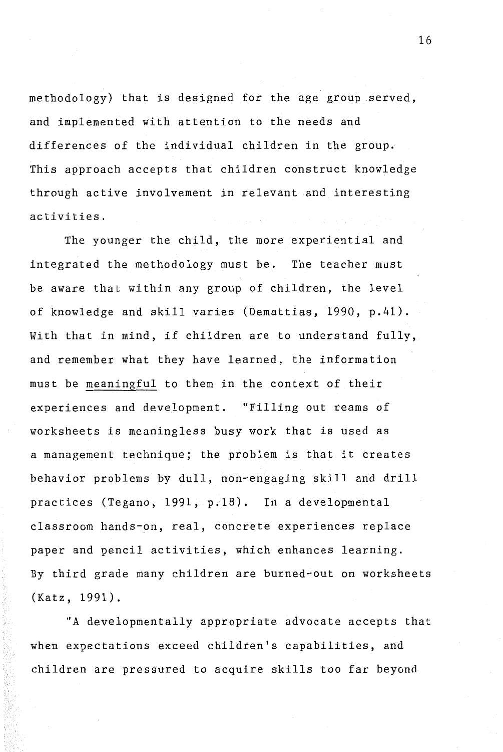methodology) that is designed for the age group served, and implemented with attention to the needs and differences of the individual children in the group. This approach accepts that children construct knowledge through active involvement in relevant and interesting activities.

The younger the child, the more experiential and integrated the methodology must be. The teacher must be aware that within any group of children, the level of knowledge and skill varies (Demattias, 1990, p.41). With that in mind, if children are to understand fully, and remember what they have learned, the information must be <u>meaningful</u> to them in the context of their experiences and development. "Filling out reams of worksheets is meaningless busy work that is used as a management technique; the problem is that it creates behavior problems by dull, non-engaging skill and drill practices (Tegano, 1991, p.18). In a developmental classroom hands-on, real, concrete experiences replace paper and pencil activities, which enhances learning. By third grade many children are burned-out on worksheets (Katz, 1991).

"A developmentally appropriate advocate accepts that when expectations exceed children's capabilities, and children are pressured to acquire skills too far beyond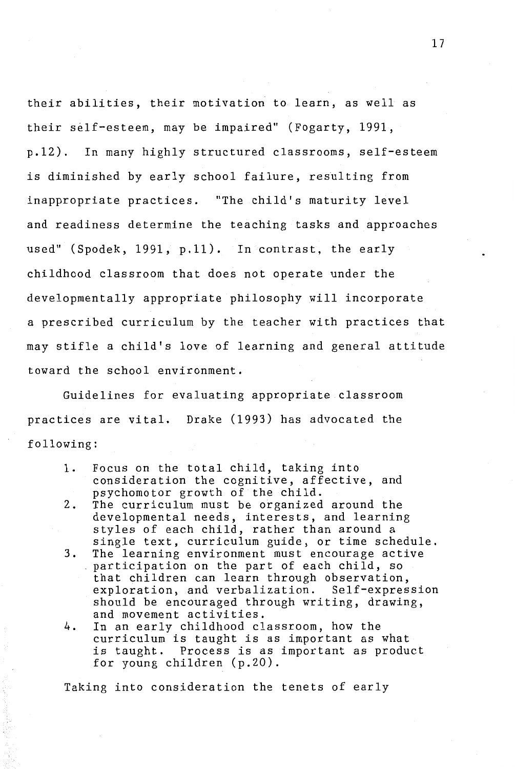their abilities, their motivation to learn, as well as their self-esteem, may be impaired" (Fogarty, 1991, p.12). In many highly structured classrooms, self-esteem is diminished by early school failure, resulting from inappropriate practices. "The child's maturity level and readiness determine the teaching tasks and approaches used" (Spodek, 1991, p.11). In contrast, the early childhood classroom that does not operate under the developmentally appropriate philosophy will incorporate a prescribed curriculum by the teacher with practices that may stifle a child's love of learning and general attitude toward the school environment.

Guidelines for evaluating appropriate classroom practices are vital. Drake (1993) has advocated the following:

> 1. Focus on the total child, taking into consideration the cognitive, affective, and psychomotor growth of the child.
> 2. The curriculum must be organized around the developmental needs, interests, and learning styles of each child, rather than around a single text, curriculum guide, or time schedule.
> 3. The learning environment must encourage active participation on the part of each child, so that children can learn through observation, exploration, and verbalization. Self-expression should be encouraged through writing, drawing, and movement activities.
> 4. In an early childhood classroom, how the curriculum is taught is as important as what is taught. Process is as important as product for young children (p.20).

Taking into consideration the tenets of early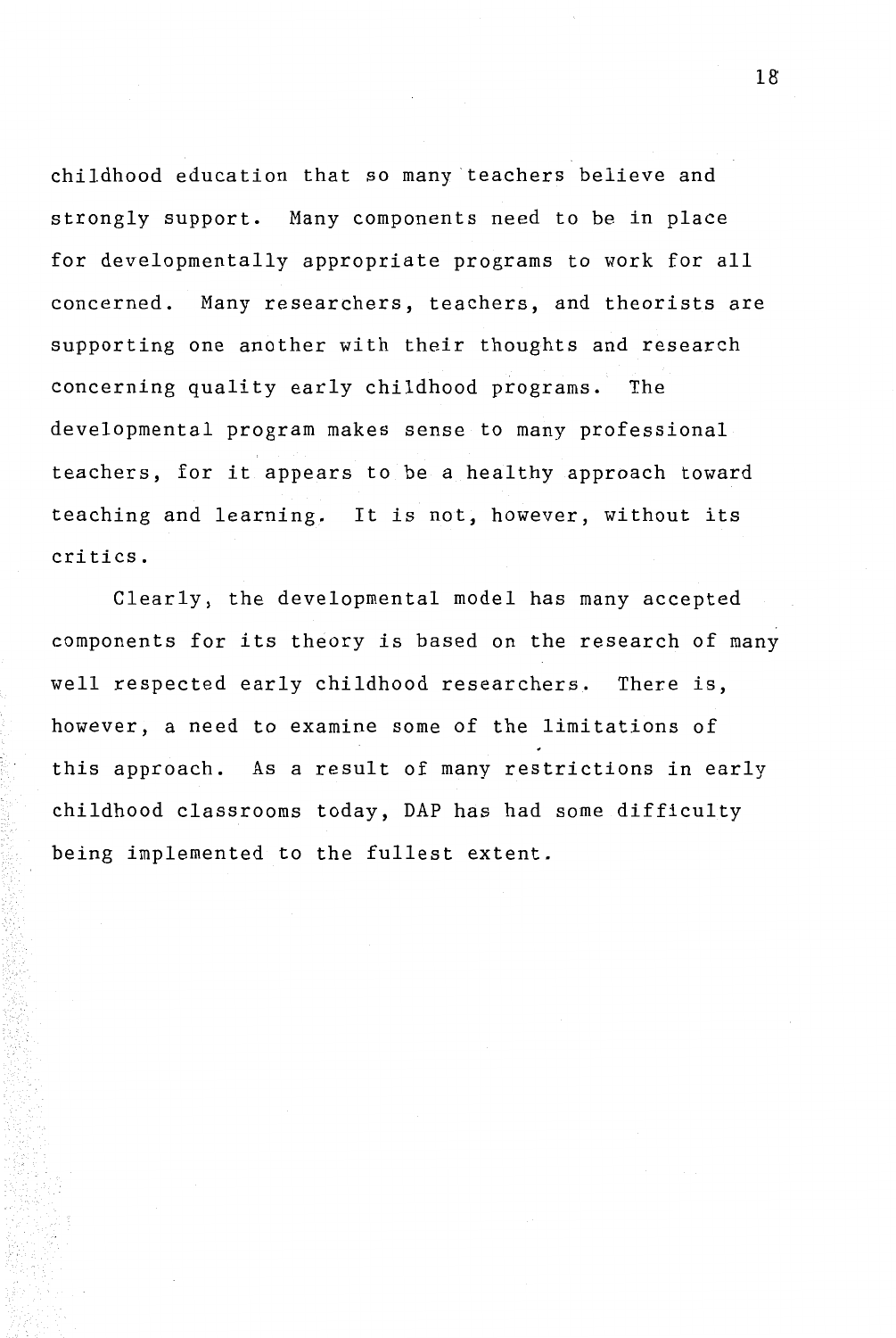childhood education that so many teachers believe and strongly support. Many components need to be in place for developmentally appropriate programs to work for all concerned. Many researchers, teachers, and theorists are supporting one another with their thoughts and research concerning quality early childhood programs. The developmental program makes sense to many professional teachers, for it appears to be a healthy approach toward teaching and learning. It is not, however, without its critics.

Clearly, the developmental model has many accepted components for its theory is based on the research of many well respected early childhood researchers. There is, however, a need to examine some of the limitations of this approach. As a result of many restrictions in early childhood classrooms today, DAP has had some difficulty being implemented to the fullest extent.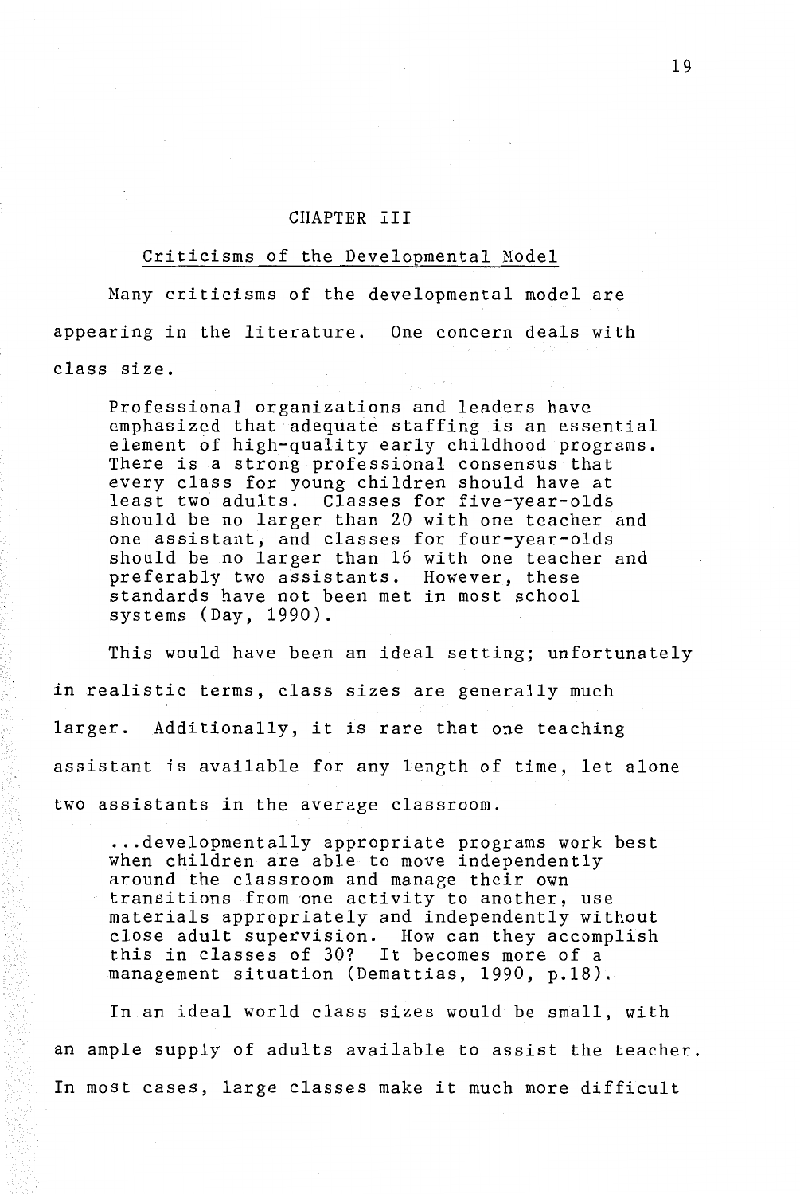# CHAPTER III

## Criticisms of the Developmental Model

Many criticisms of the developmental model are appearing in the literature. One concern deals with class size.

> Professional organizations and leaders have emphasized that adequate staffing is an essential element of high-quality early childhood programs. There is a strong professional consensus that every class for young children should have at least two adults. Classes for five-year-olds should be no larger than 20 with one teacher and one assistant, and classes for four-year-olds should be no larger than 16 with one teacher and preferably two assistants. However, these standards have not been met in most school systems (Day, 1990).

This would have been an ideal setting; unfortunately in realistic terms, class sizes are generally much larger. Additionally, it is rare that one teaching assistant is available for any length of time, let alone two assistants in the average classroom.

> ...developmentally appropriate programs work best when children are able to move independently around the classroom and manage their own transitions from one activity to another, use materials appropriately and independently without close adult supervision. How can they accomplish this in classes of 30? It becomes more of a management situation (Demattias, 1990, p.18).

In an ideal world class sizes would be small, with an ample supply of adults available to assist the teacher. In most cases, large classes make it much more difficult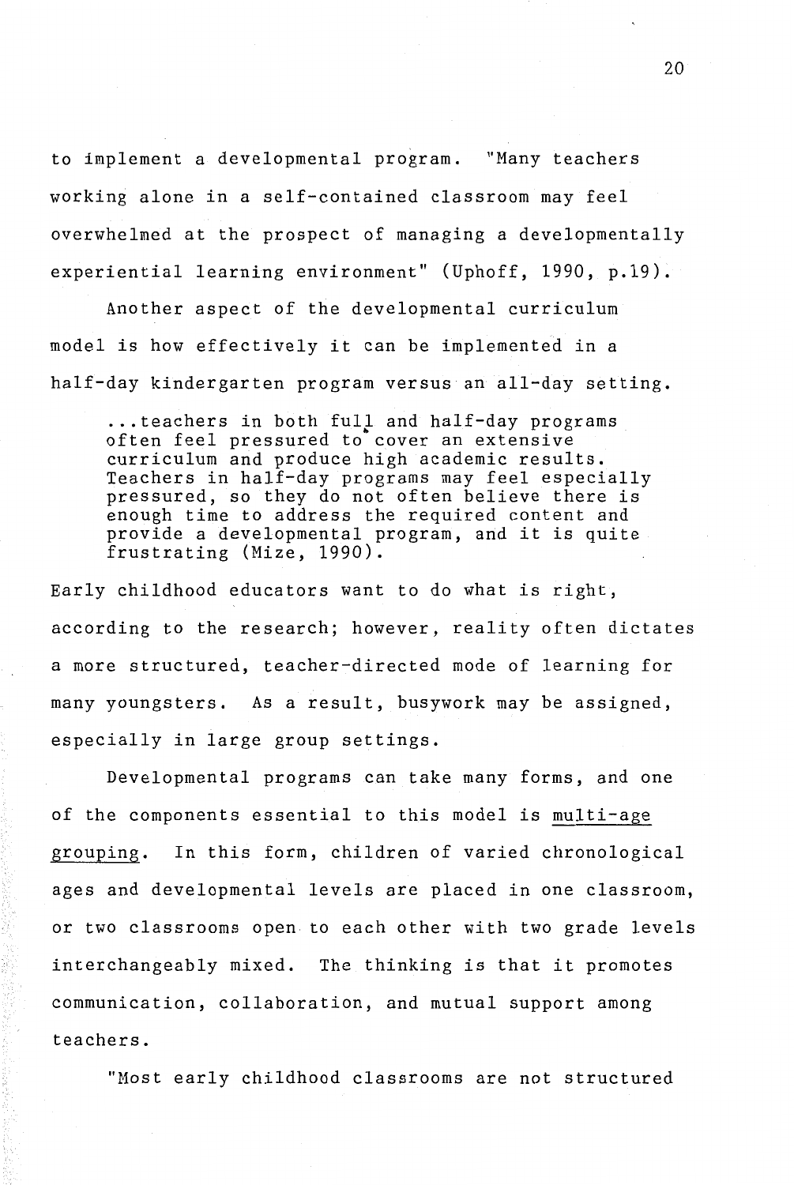to implement a developmental program. "Many teachers working alone in a self-contained classroom may feel overwhelmed at the prospect of managing a developmentally experiential learning environment" (Uphoff, 1990, p.19).

Another aspect of the developmental curriculum model is how effectively it can be implemented in a half-day kindergarten program versus an all-day setting.

> ...teachers in both full and half-day programs often feel pressured to cover an extensive curriculum and produce high academic results. Teachers in half-day programs may feel especially pressured, so they do not often believe there is enough time to address the required content and provide a developmental program, and it is quite frustrating (Mize, 1990).

Early childhood educators want to do what is right, according to the research; however, reality often dictates a more structured, teacher-directed mode of learning for many youngsters. As a result, busywork may be assigned, especially in large group settings.

Developmental programs can take many forms, and one of the components essential to this model is <u>multi-age grouping</u>. In this form, children of varied chronological ages and developmental levels are placed in one classroom, or two classrooms open to each other with two grade levels interchangeably mixed. The thinking is that it promotes communication, collaboration, and mutual support among teachers.

"Most early childhood classrooms are not structured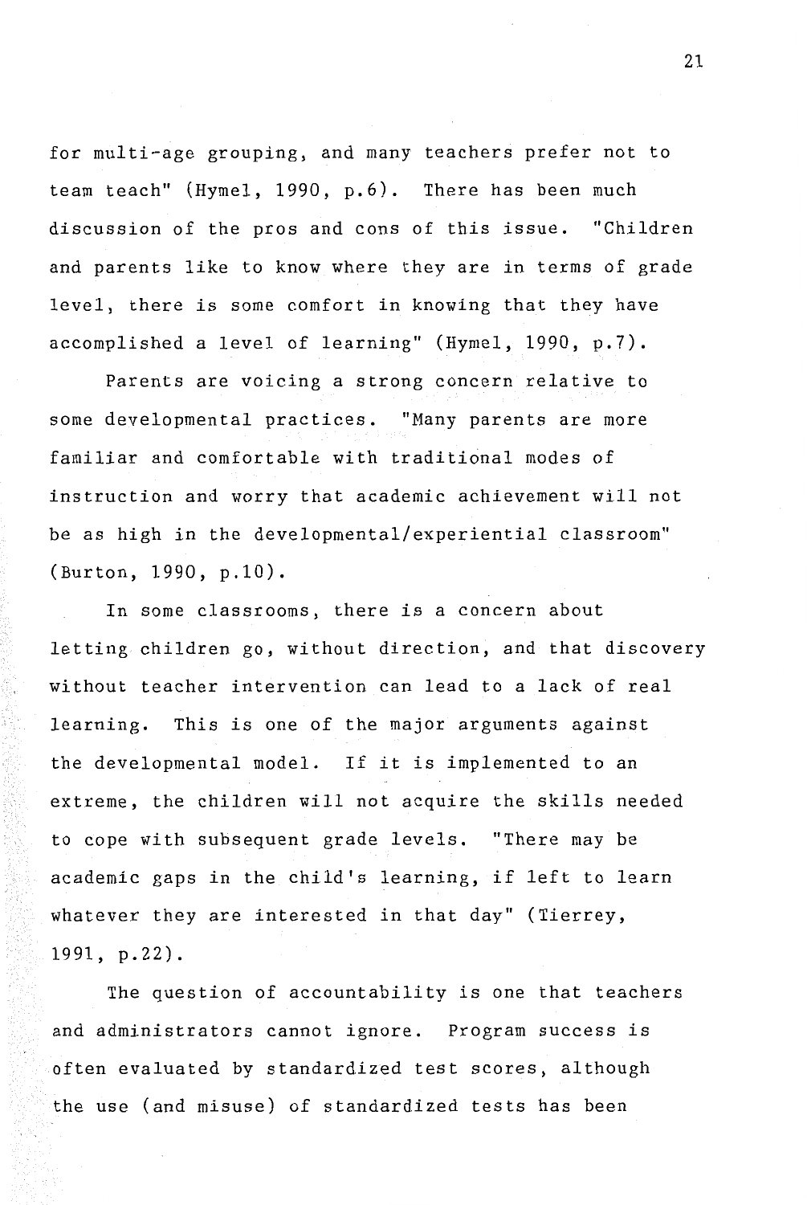for multi-age grouping, and many teachers prefer not to team teach" (Hymel, 1990, p.6). There has been much discussion of the pros and cons of this issue. "Children and parents like to know where they are in terms of grade level, there is some comfort in knowing that they have accomplished a level of learning" (Hymel, 1990, p.7).

Parents are voicing a strong concern relative to some developmental practices. "Many parents are more familiar and comfortable with traditional modes of instruction and worry that academic achievement will not be as high in the developmental/experiential classroom" (Burton, 1990, p.10).

In some classrooms, there is a concern about letting children go, without direction, and that discovery without teacher intervention can lead to a lack of real learning. This is one of the major arguments against the developmental model. If it is implemented to an extreme, the children will not acquire the skills needed to cope with subsequent grade levels. "There may be academic gaps in the child's learning, if left to learn whatever they are interested in that day" (Tierrey, 1991, p.22).

The question of accountability is one that teachers and administrators cannot ignore. Program success is often evaluated by standardized test scores, although the use (and misuse) of standardized tests has been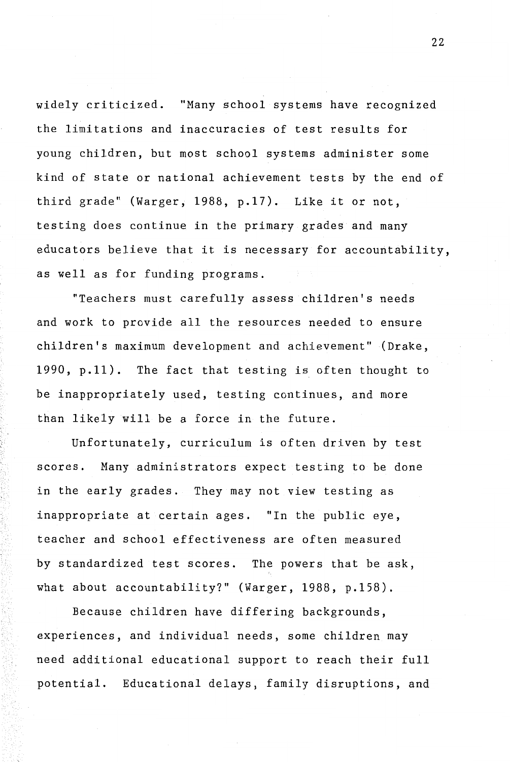widely criticized. "Many school systems have recognized the limitations and inaccuracies of test results for young children, but most school systems administer some kind of state or national achievement tests by the end of third grade" (Warger, 1988, p.17). Like it or not, testing does continue in the primary grades and many educators believe that it is necessary for accountability, as well as for funding programs.

"Teachers must carefully assess children's needs and work to provide all the resources needed to ensure children's maximum development and achievement" (Drake, 1990, p.11). The fact that testing is often thought to be inappropriately used, testing continues, and more than likely will be a force in the future.

Unfortunately, curriculum is often driven by test scores. Many administrators expect testing to be done in the early grades. They may not view testing as inappropriate at certain ages. "In the public eye, teacher and school effectiveness are often measured by standardized test scores. The powers that be ask, what about accountability?" (Warger, 1988, p.158).

Because children have differing backgrounds, experiences, and individual needs, some children may need additional educational support to reach their full potential. Educational delays, family disruptions, and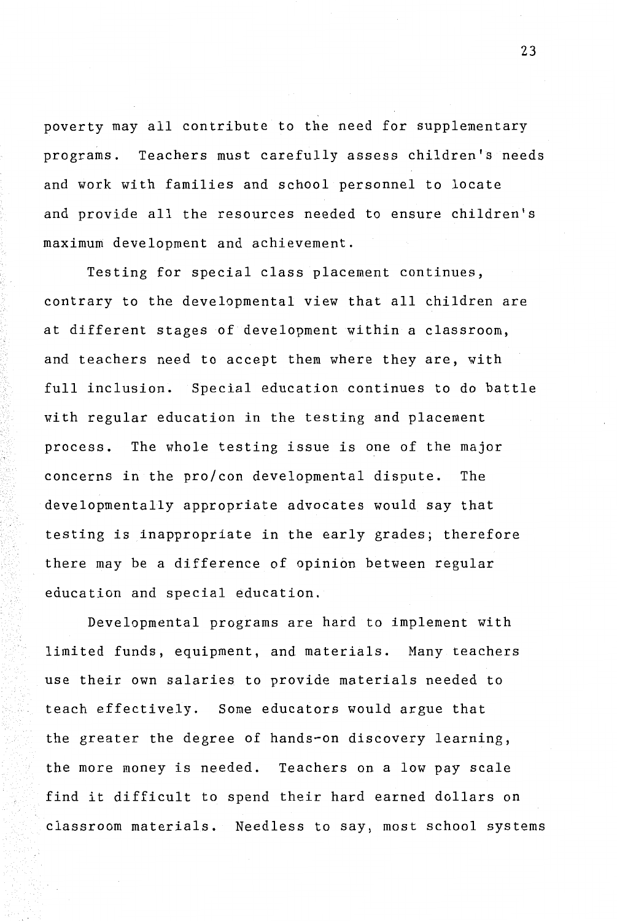poverty may all contribute to the need for supplementary programs. Teachers must carefully assess children's needs and work with families and school personnel to locate and provide all the resources needed to ensure children's maximum development and achievement.

Testing for special class placement continues, contrary to the developmental view that all children are at different stages of development within a classroom, and teachers need to accept them where they are, with full inclusion. Special education continues to do battle with regular education in the testing and placement process. The whole testing issue is one of the major concerns in the pro/con developmental dispute. The developmentally appropriate advocates would say that testing is inappropriate in the early grades; therefore there may be a difference of opinion between regular education and special education.

Developmental programs are hard to implement with limited funds, equipment, and materials. Many teachers use their own salaries to provide materials needed to teach effectively. Some educators would argue that the greater the degree of hands-on discovery learning, the more money is needed. Teachers on a low pay scale find it difficult to spend their hard earned dollars on classroom materials. Needless to say, most school systems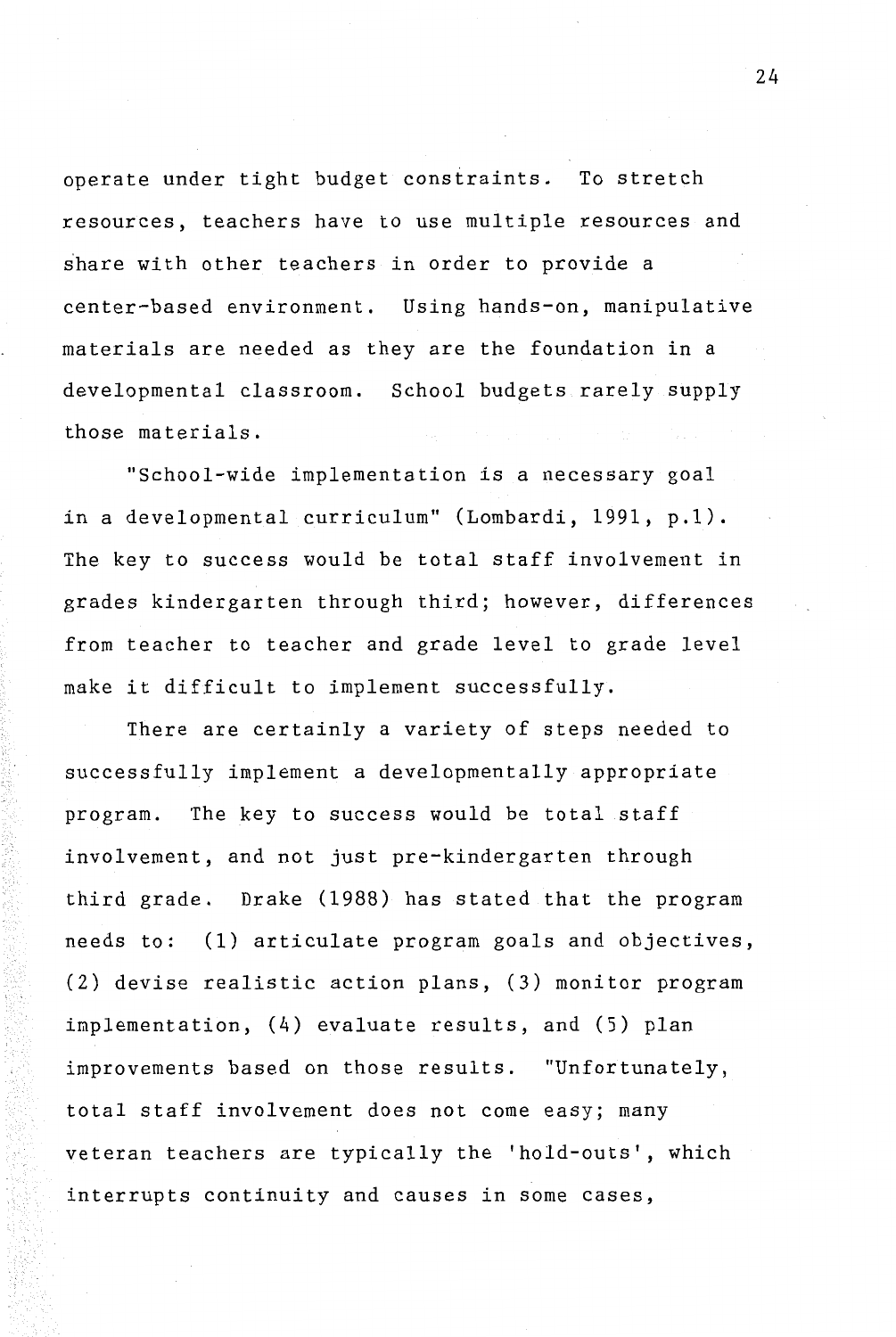operate under tight budget constraints. To stretch resources, teachers have to use multiple resources and share with other teachers in order to provide a center-based environment. Using hands-on, manipulative materials are needed as they are the foundation in a developmental classroom. School budgets rarely supply those materials.

"School-wide implementation is a necessary goal in a developmental curriculum" (Lombardi, 1991, p.1). The key to success would be total staff involvement in grades kindergarten through third; however, differences from teacher to teacher and grade level to grade level make it difficult to implement successfully.

There are certainly a variety of steps needed to successfully implement a developmentally appropriate program. The key to success would be total staff involvement, and not just pre-kindergarten through third grade. Drake (1988) has stated that the program needs to: (1) articulate program goals and objectives, (2) devise realistic action plans, (3) monitor program implementation, (4) evaluate results, and (5) plan improvements based on those results. "Unfortunately, total staff involvement does not come easy; many veteran teachers are typically the 'hold-outs', which interrupts continuity and causes in some cases,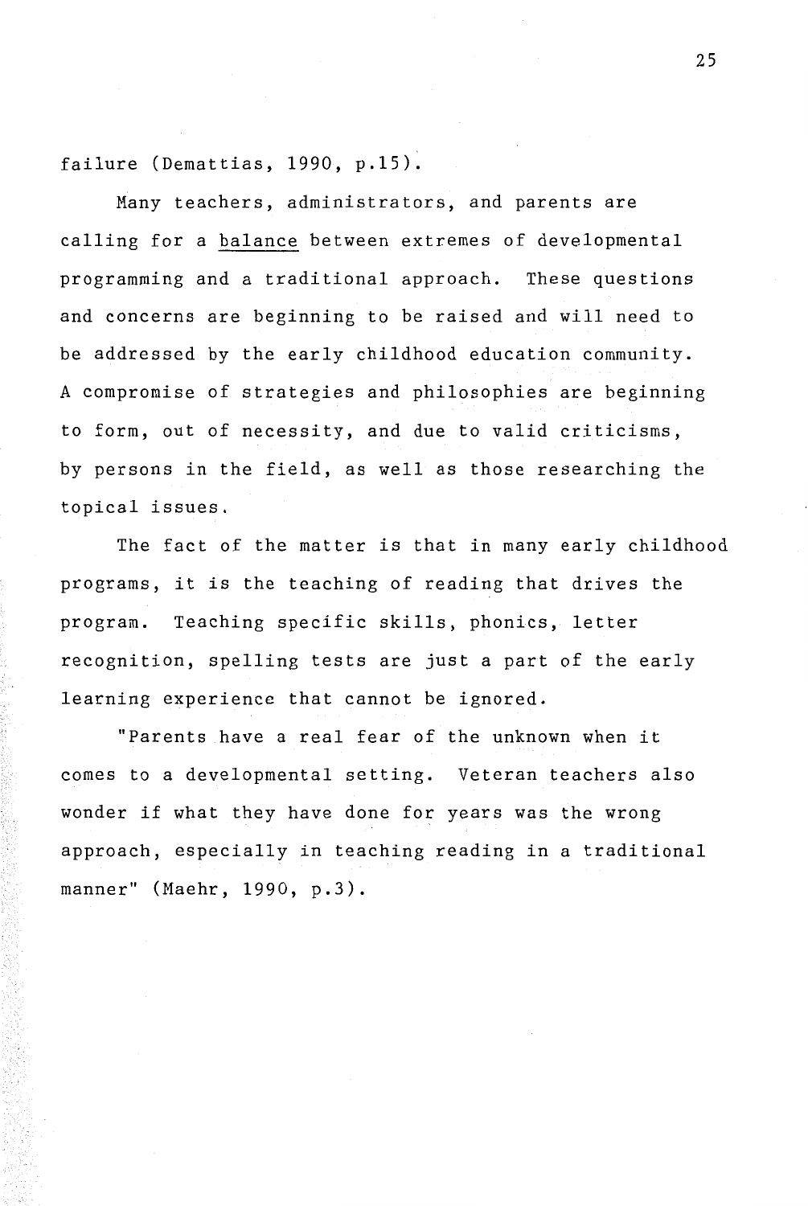failure (Demattias, 1990, p.15).

Many teachers, administrators, and parents are calling for a <u>balance</u> between extremes of developmental programming and a traditional approach. These questions and concerns are beginning to be raised and will need to be addressed by the early childhood education community. A compromise of strategies and philosophies are beginning to form, out of necessity, and due to valid criticisms, by persons in the field, as well as those researching the topical issues.

The fact of the matter is that in many early childhood programs, it is the teaching of reading that drives the program. Teaching specific skills, phonics, letter recognition, spelling tests are just a part of the early learning experience that cannot be ignored.

"Parents have a real fear of the unknown when it comes to a developmental setting. Veteran teachers also wonder if what they have done for years was the wrong approach, especially in teaching reading in a traditional manner" (Maehr, 1990, p.3).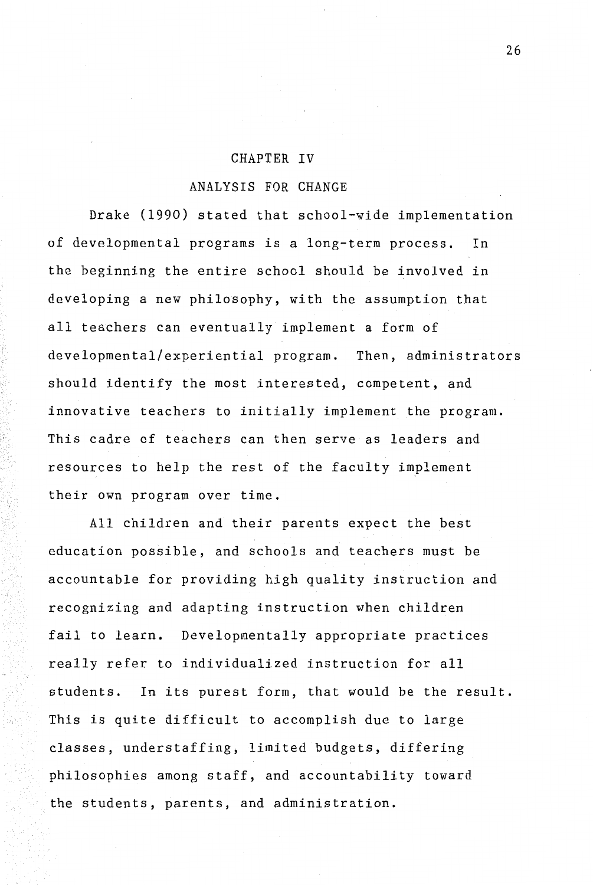# CHAPTER IV

## ANALYSIS FOR CHANGE

Drake (1990) stated that school-wide implementation of developmental programs is a long-term process. In the beginning the entire school should be involved in developing a new philosophy, with the assumption that all teachers can eventually implement a form of developmental/experiential program. Then, administrators should identify the most interested, competent, and innovative teachers to initially implement the program. This cadre of teachers can then serve as leaders and resources to help the rest of the faculty implement their own program over time.

All children and their parents expect the best education possible, and schools and teachers must be accountable for providing high quality instruction and recognizing and adapting instruction when children fail to learn. Developmentally appropriate practices really refer to individualized instruction for all students. In its purest form, that would be the result. This is quite difficult to accomplish due to large classes, understaffing, limited budgets, differing philosophies among staff, and accountability toward the students, parents, and administration.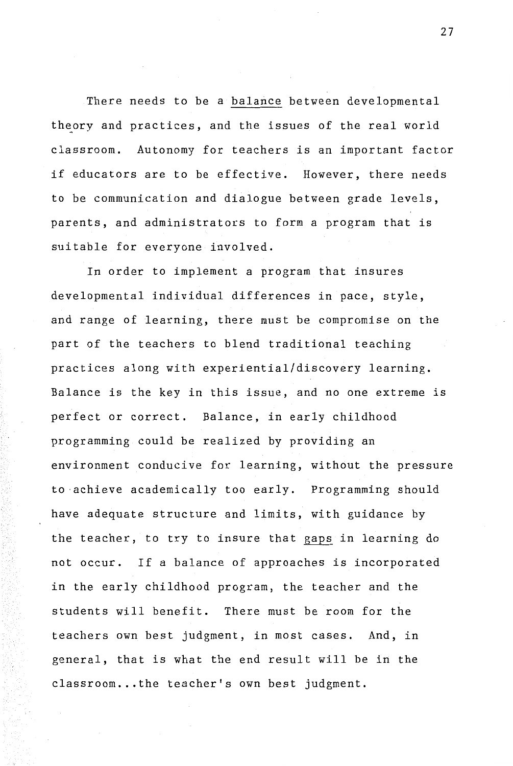There needs to be a <u>balance</u> between developmental theory and practices, and the issues of the real world classroom. Autonomy for teachers is an important factor if educators are to be effective. However, there needs to be communication and dialogue between grade levels, parents, and administrators to form a program that is suitable for everyone involved.

In order to implement a program that insures developmental individual differences in pace, style, and range of learning, there must be compromise on the part of the teachers to blend traditional teaching practices along with experiential/discovery learning. Balance is the key in this issue, and no one extreme is perfect or correct. Balance, in early childhood programming could be realized by providing an environment conducive for learning, without the pressure to achieve academically too early. Programming should have adequate structure and limits, with guidance by the teacher, to try to insure that <u>gaps</u> in learning do not occur. If a balance of approaches is incorporated in the early childhood program, the teacher and the students will benefit. There must be room for the teachers own best judgment, in most cases. And, in general, that is what the end result will be in the classroom...the teacher's own best judgment.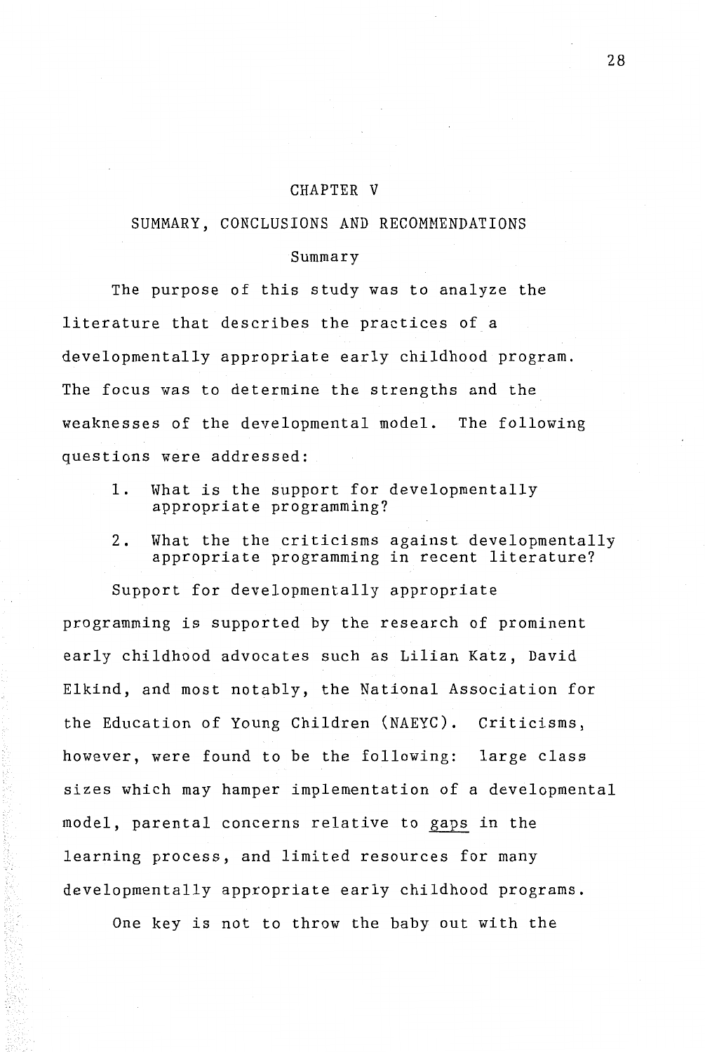# CHAPTER V

## SUMMARY, CONCLUSIONS AND RECOMMENDATIONS

### Summary

The purpose of this study was to analyze the literature that describes the practices of a developmentally appropriate early childhood program. The focus was to determine the strengths and the weaknesses of the developmental model. The following questions were addressed:

1. What is the support for developmentally appropriate programming?
2. What the the criticisms against developmentally appropriate programming in recent literature?

Support for developmentally appropriate programming is supported by the research of prominent early childhood advocates such as Lilian Katz, David Elkind, and most notably, the National Association for the Education of Young Children (NAEYC). Criticisms, however, were found to be the following: large class sizes which may hamper implementation of a developmental model, parental concerns relative to gaps in the learning process, and limited resources for many developmentally appropriate early childhood programs.

One key is not to throw the baby out with the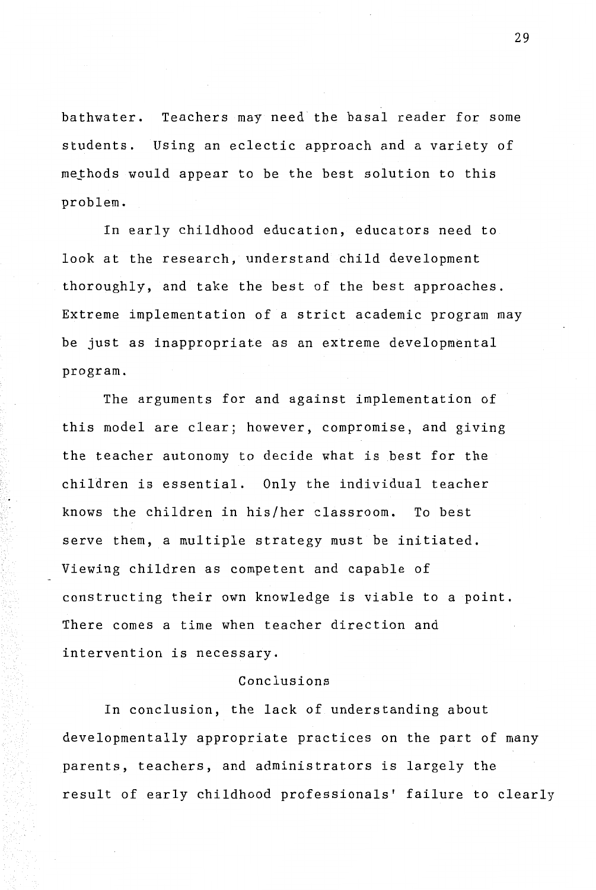bathwater. Teachers may need the basal reader for some students. Using an eclectic approach and a variety of methods would appear to be the best solution to this problem.

In early childhood education, educators need to look at the research, understand child development thoroughly, and take the best of the best approaches. Extreme implementation of a strict academic program may be just as inappropriate as an extreme developmental program.

The arguments for and against implementation of this model are clear; however, compromise, and giving the teacher autonomy to decide what is best for the children is essential. Only the individual teacher knows the children in his/her classroom. To best serve them, a multiple strategy must be initiated. Viewing children as competent and capable of constructing their own knowledge is viable to a point. There comes a time when teacher direction and intervention is necessary.

## Conclusions

In conclusion, the lack of understanding about developmentally appropriate practices on the part of many parents, teachers, and administrators is largely the result of early childhood professionals' failure to clearly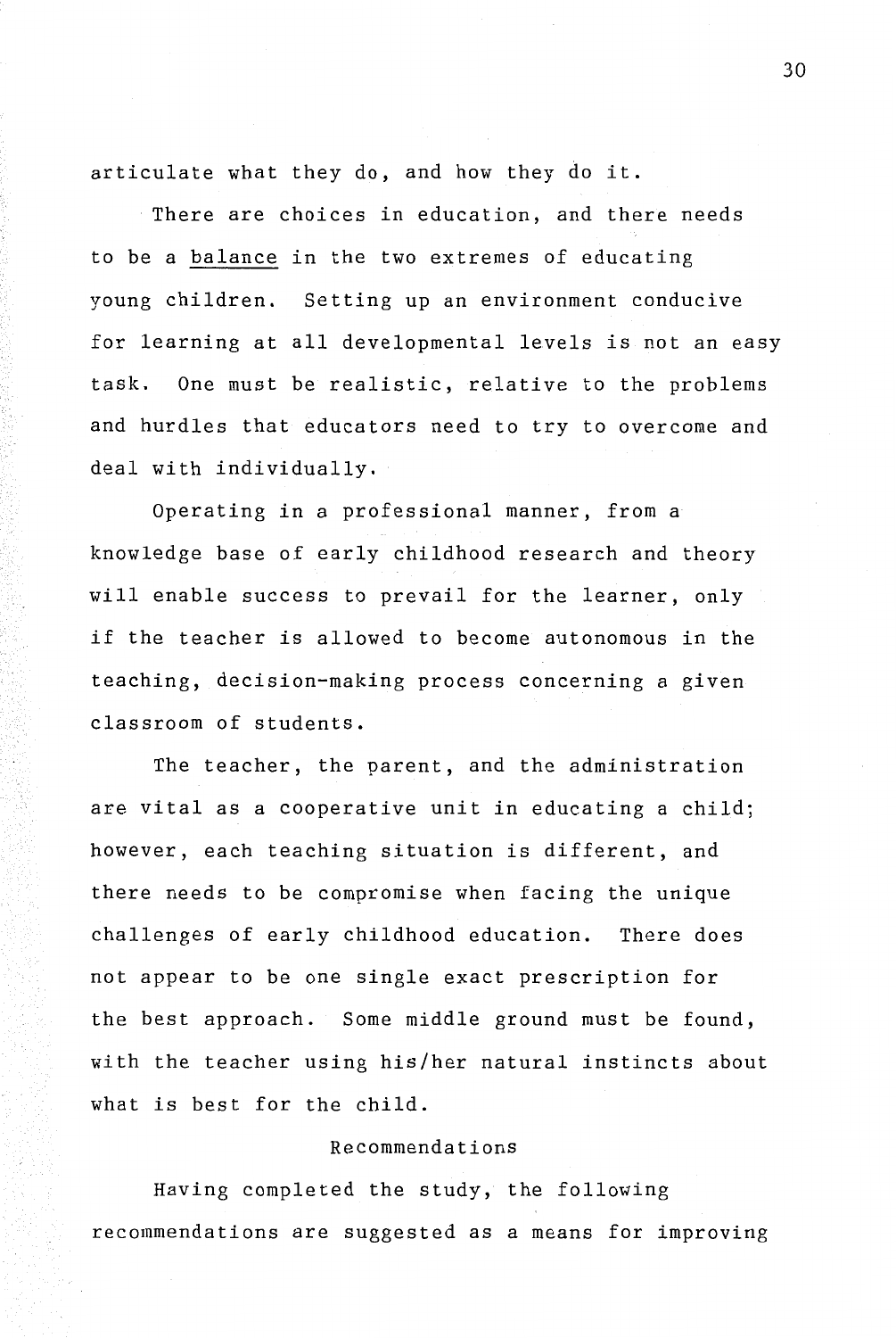articulate what they do, and how they do it.

There are choices in education, and there needs to be a <u>balance</u> in the two extremes of educating young children. Setting up an environment conducive for learning at all developmental levels is not an easy task. One must be realistic, relative to the problems and hurdles that educators need to try to overcome and deal with individually.

Operating in a professional manner, from a knowledge base of early childhood research and theory will enable success to prevail for the learner, only if the teacher is allowed to become autonomous in the teaching, decision-making process concerning a given classroom of students.

The teacher, the parent, and the administration are vital as a cooperative unit in educating a child; however, each teaching situation is different, and there needs to be compromise when facing the unique challenges of early childhood education. There does not appear to be one single exact prescription for the best approach. Some middle ground must be found, with the teacher using his/her natural instincts about what is best for the child.

## Recommendations

Having completed the study, the following recommendations are suggested as a means for improving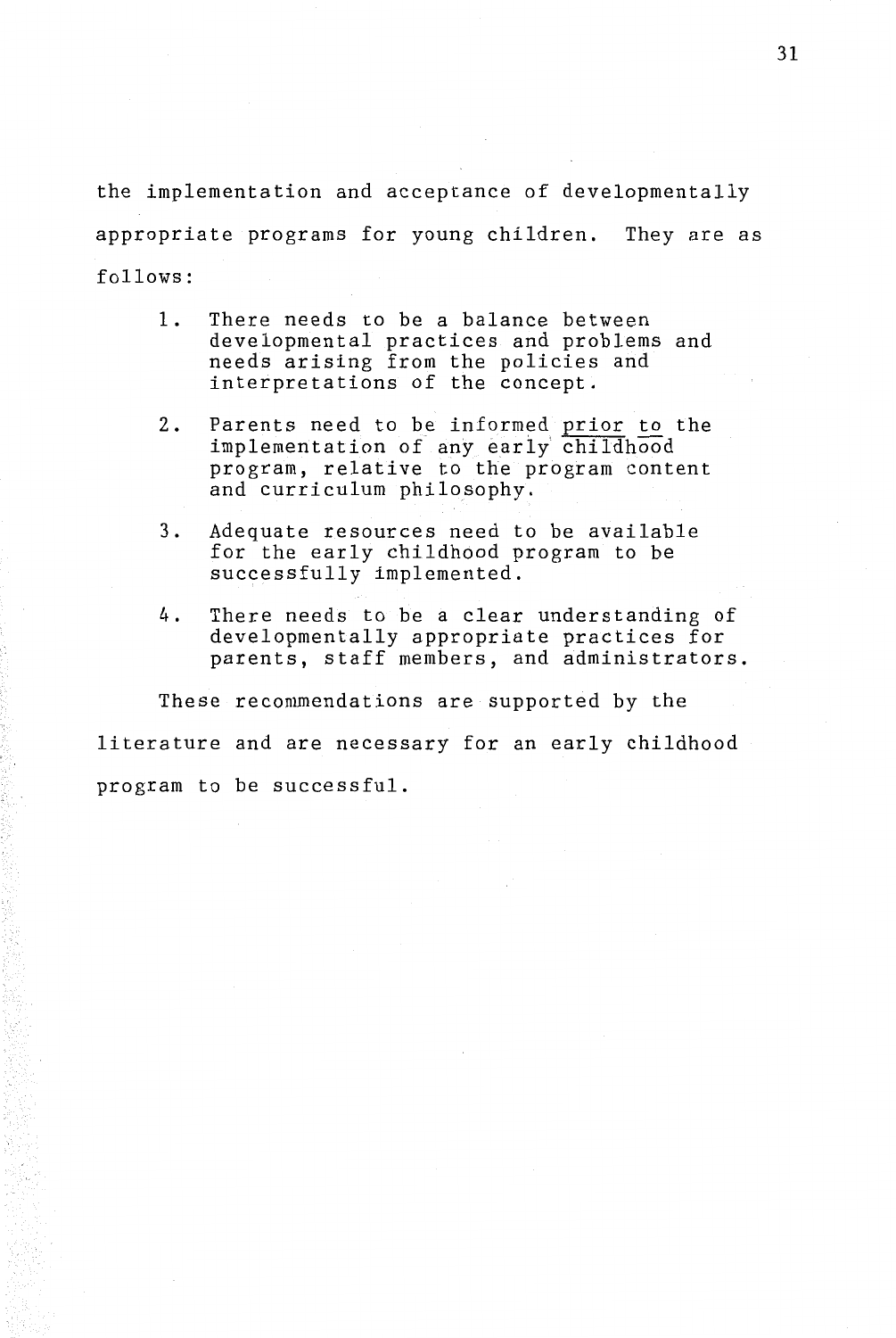the implementation and acceptance of developmentally appropriate programs for young children. They are as follows:

1. There needs to be a balance between developmental practices and problems and needs arising from the policies and interpretations of the concept.

2. Parents need to be informed <u>prior to</u> the implementation of any early childhood program, relative to the program content and curriculum philosophy.

3. Adequate resources need to be available for the early childhood program to be successfully implemented.

4. There needs to be a clear understanding of developmentally appropriate practices for parents, staff members, and administrators.

These recommendations are supported by the literature and are necessary for an early childhood program to be successful.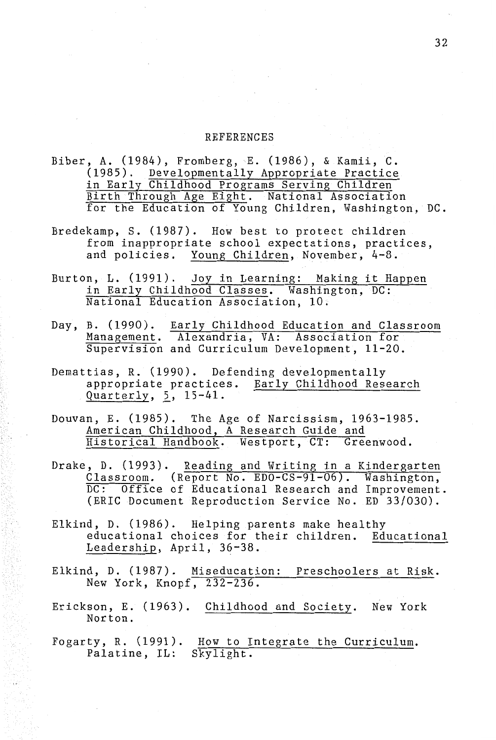## REFERENCES

Biber, A. (1984), Fromberg, E. (1986), & Kamii, C. (1985). Developmentally Appropriate Practice in Early Childhood Programs Serving Children Birth Through Age Eight. National Association for the Education of Young Children, Washington, DC.

Bredekamp, S. (1987). How best to protect children from inappropriate school expectations, practices, and policies. Young Children, November, 4-8.

Burton, L. (1991). Joy in Learning: Making it Happen in Early Childhood Classes. Washington, DC: National Education Association, 10.

Day, B. (1990). Early Childhood Education and Classroom Management. Alexandria, VA: Association for Supervision and Curriculum Development, 11-20.

Demattias, R. (1990). Defending developmentally appropriate practices. Early Childhood Research Quarterly, 5, 15-41.

Douvan, E. (1985). The Age of Narcissism, 1963-1985. American Childhood, A Research Guide and Historical Handbook. Westport, CT: Greenwood.

Drake, D. (1993). Reading and Writing in a Kindergarten Classroom. (Report No. EDO-CS-91-06). Washington, DC: Office of Educational Research and Improvement. (ERIC Document Reproduction Service No. ED 33/030).

Elkind, D. (1986). Helping parents make healthy educational choices for their children. Educational Leadership, April, 36-38.

Elkind, D. (1987). Miseducation: Preschoolers at Risk. New York, Knopf, 232-236.

Erickson, E. (1963). Childhood and Society. New York Norton.

Fogarty, R. (1991). How to Integrate the Curriculum. Palatine, IL: Skylight.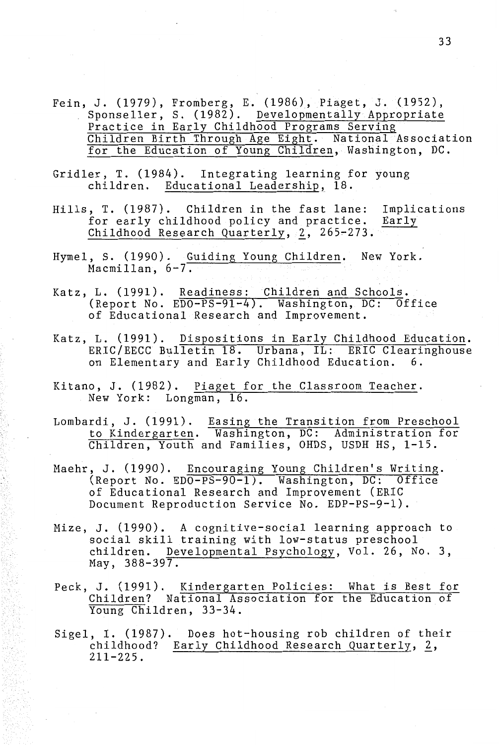Fein, J. (1979), Fromberg, E. (1986), Piaget, J. (1952), Sponseller, S. (1982). Developmentally Appropriate Practice in Early Childhood Programs Serving Children Birth Through Age Eight. National Association for the Education of Young Children, Washington, DC.

Gridler, T. (1984). Integrating learning for young children. Educational Leadership, 18.

Hills, T. (1987). Children in the fast lane: Implications for early childhood policy and practice. Early Childhood Research Quarterly, 2, 265-273.

Hymel, S. (1990). Guiding Young Children. New York. Macmillan, 6-7.

Katz, L. (1991). Readiness: Children and Schools. (Report No. EDO-PS-91-4). Washington, DC: Office of Educational Research and Improvement.

Katz, L. (1991). Dispositions in Early Childhood Education. ERIC/EECC Bulletin 18. Urbana, IL: ERIC Clearinghouse on Elementary and Early Childhood Education. 6.

Kitano, J. (1982). Piaget for the Classroom Teacher. New York: Longman, 16.

Lombardi, J. (1991). Easing the Transition from Preschool to Kindergarten. Washington, DC: Administration for Children, Youth and Families, OHDS, USDH HS, 1-15.

Maehr, J. (1990). Encouraging Young Children's Writing. (Report No. EDO-PS-90-1). Washington, DC: Office of Educational Research and Improvement (ERIC Document Reproduction Service No. EDP-PS-9-1).

Mize, J. (1990). A cognitive-social learning approach to social skill training with low-status preschool children. Developmental Psychology, Vol. 26, No. 3, May, 388-397.

Peck, J. (1991). Kindergarten Policies: What is Best for Children? National Association for the Education of Young Children, 33-34.

Sigel, I. (1987). Does hot-housing rob children of their childhood? Early Childhood Research Quarterly, 2, 211-225.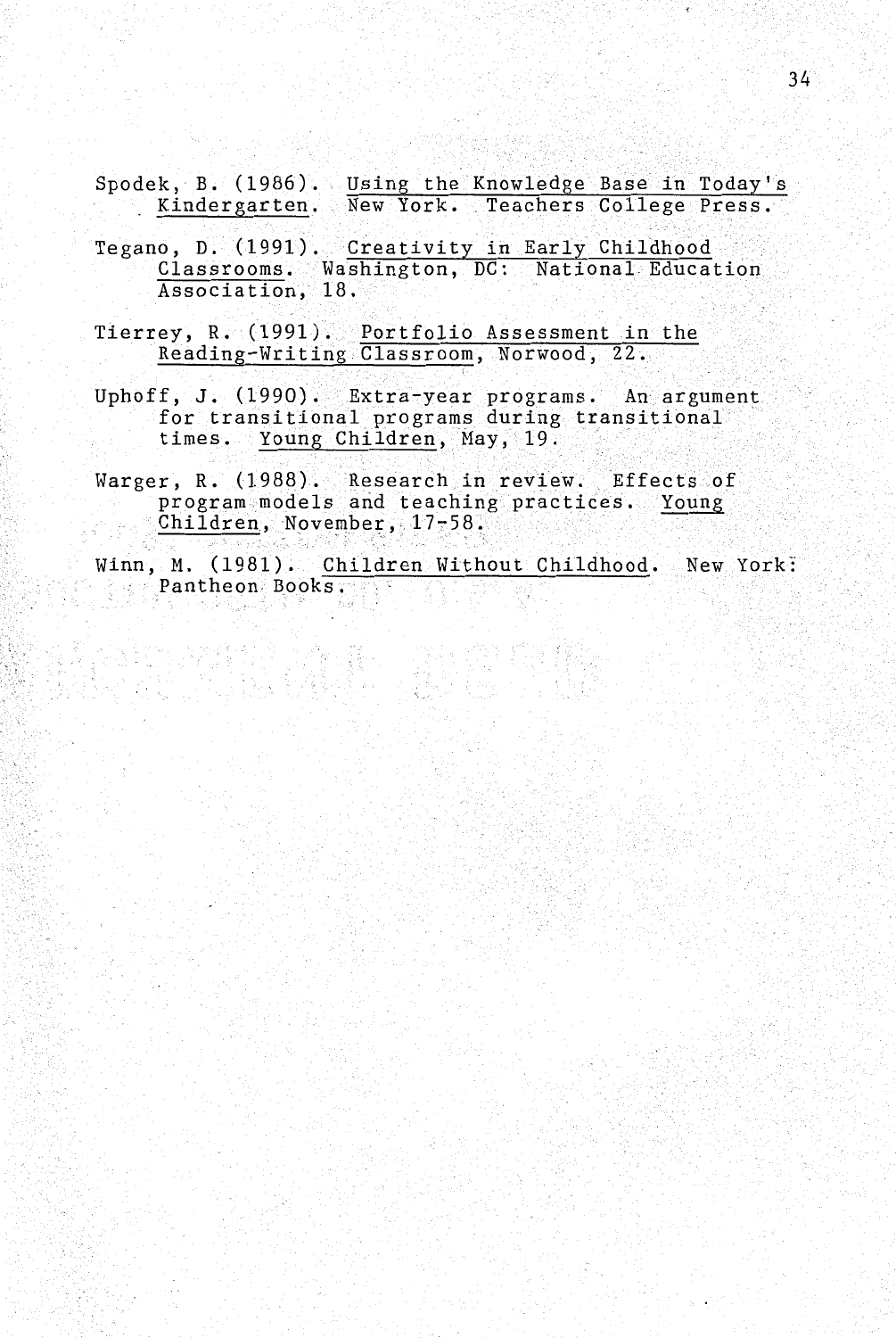Spodek, B. (1986). Using the Knowledge Base in Today's Kindergarten. New York. Teachers College Press.

Tegano, D. (1991). Creativity in Early Childhood Classrooms. Washington, DC: National Education Association, 18.

Tierrey, R. (1991). Portfolio Assessment in the Reading-Writing Classroom, Norwood, 22.

Uphoff, J. (1990). Extra-year programs. An argument for transitional programs during transitional times. Young Children, May, 19.

Warger, R. (1988). Research in review. Effects of program models and teaching practices. Young Children, November, 17-58.

Winn, M. (1981). Children Without Childhood. New York: Pantheon Books.